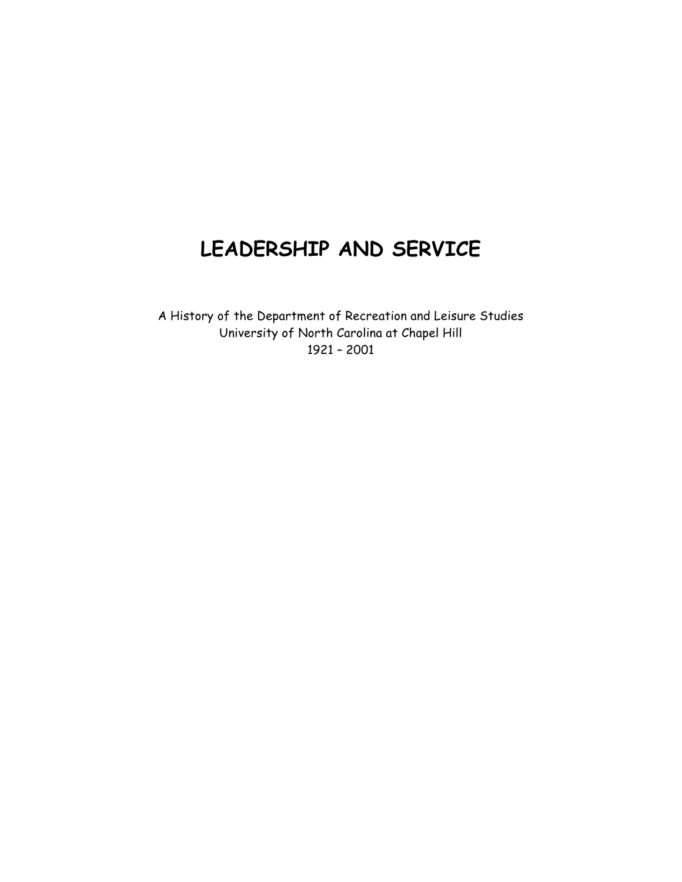# LEADERSHIP AND SERVICE

A History of the Department of Recreation and Leisure Studies
University of North Carolina at Chapel Hill
1921 – 2001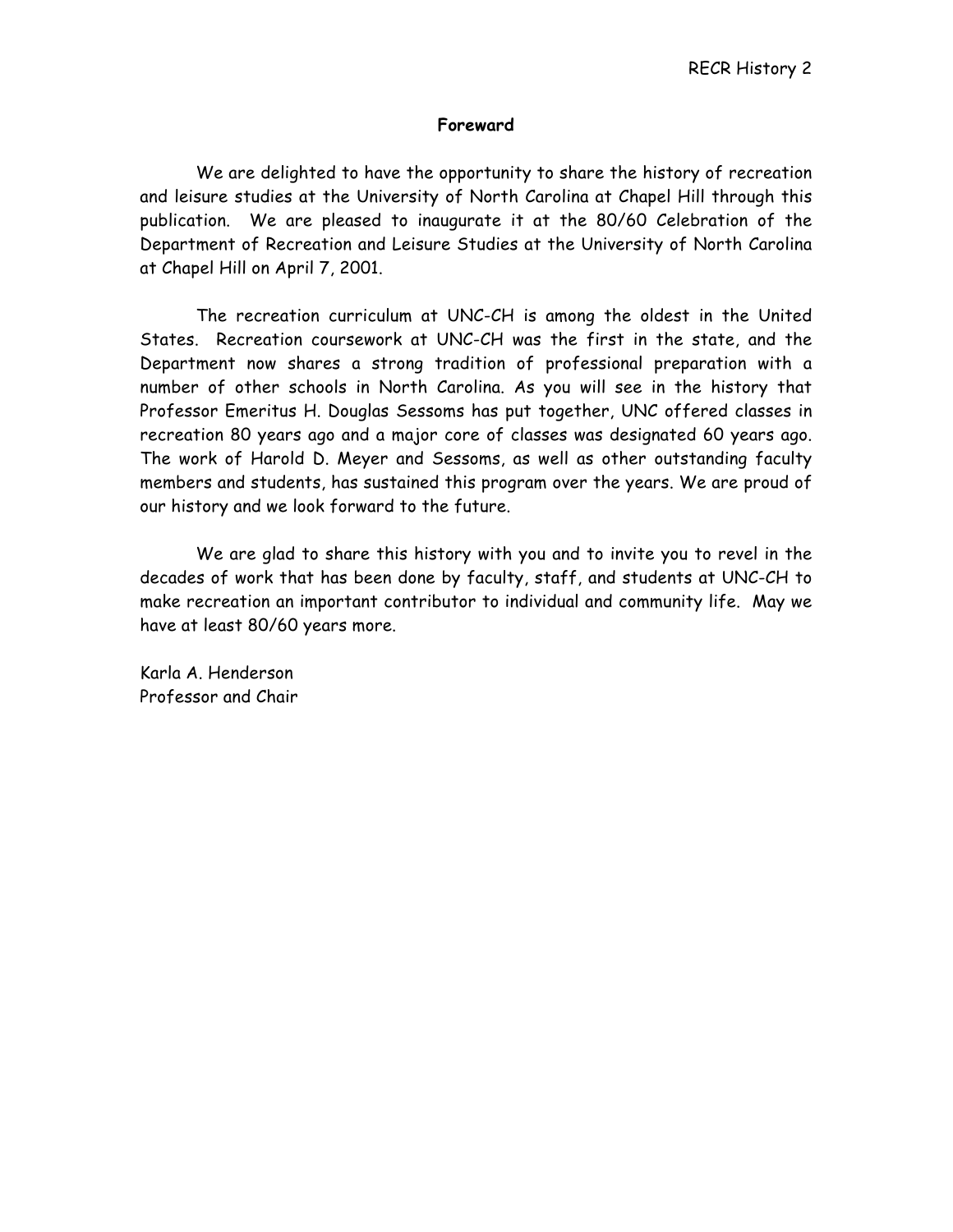## Foreward

We are delighted to have the opportunity to share the history of recreation and leisure studies at the University of North Carolina at Chapel Hill through this publication. We are pleased to inaugurate it at the 80/60 Celebration of the Department of Recreation and Leisure Studies at the University of North Carolina at Chapel Hill on April 7, 2001.

The recreation curriculum at UNC-CH is among the oldest in the United States. Recreation coursework at UNC-CH was the first in the state, and the Department now shares a strong tradition of professional preparation with a number of other schools in North Carolina. As you will see in the history that Professor Emeritus H. Douglas Sessoms has put together, UNC offered classes in recreation 80 years ago and a major core of classes was designated 60 years ago. The work of Harold D. Meyer and Sessoms, as well as other outstanding faculty members and students, has sustained this program over the years. We are proud of our history and we look forward to the future.

We are glad to share this history with you and to invite you to revel in the decades of work that has been done by faculty, staff, and students at UNC-CH to make recreation an important contributor to individual and community life. May we have at least 80/60 years more.

Karla A. Henderson
Professor and Chair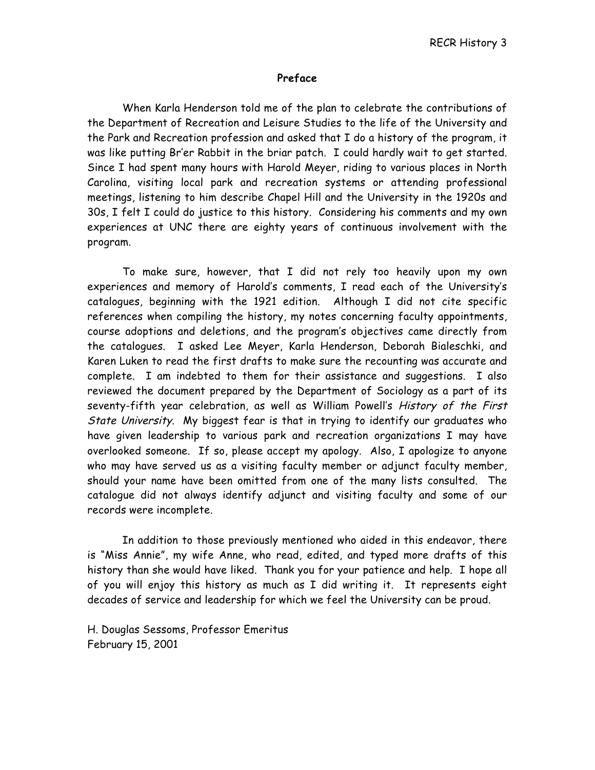## Preface

When Karla Henderson told me of the plan to celebrate the contributions of the Department of Recreation and Leisure Studies to the life of the University and the Park and Recreation profession and asked that I do a history of the program, it was like putting Br'er Rabbit in the briar patch. I could hardly wait to get started. Since I had spent many hours with Harold Meyer, riding to various places in North Carolina, visiting local park and recreation systems or attending professional meetings, listening to him describe Chapel Hill and the University in the 1920s and 30s, I felt I could do justice to this history. Considering his comments and my own experiences at UNC there are eighty years of continuous involvement with the program.

To make sure, however, that I did not rely too heavily upon my own experiences and memory of Harold's comments, I read each of the University's catalogues, beginning with the 1921 edition. Although I did not cite specific references when compiling the history, my notes concerning faculty appointments, course adoptions and deletions, and the program's objectives came directly from the catalogues. I asked Lee Meyer, Karla Henderson, Deborah Bialeschki, and Karen Luken to read the first drafts to make sure the recounting was accurate and complete. I am indebted to them for their assistance and suggestions. I also reviewed the document prepared by the Department of Sociology as a part of its seventy-fifth year celebration, as well as William Powell's *History of the First State University*. My biggest fear is that in trying to identify our graduates who have given leadership to various park and recreation organizations I may have overlooked someone. If so, please accept my apology. Also, I apologize to anyone who may have served us as a visiting faculty member or adjunct faculty member, should your name have been omitted from one of the many lists consulted. The catalogue did not always identify adjunct and visiting faculty and some of our records were incomplete.

In addition to those previously mentioned who aided in this endeavor, there is "Miss Annie", my wife Anne, who read, edited, and typed more drafts of this history than she would have liked. Thank you for your patience and help. I hope all of you will enjoy this history as much as I did writing it. It represents eight decades of service and leadership for which we feel the University can be proud.

H. Douglas Sessoms, Professor Emeritus
February 15, 2001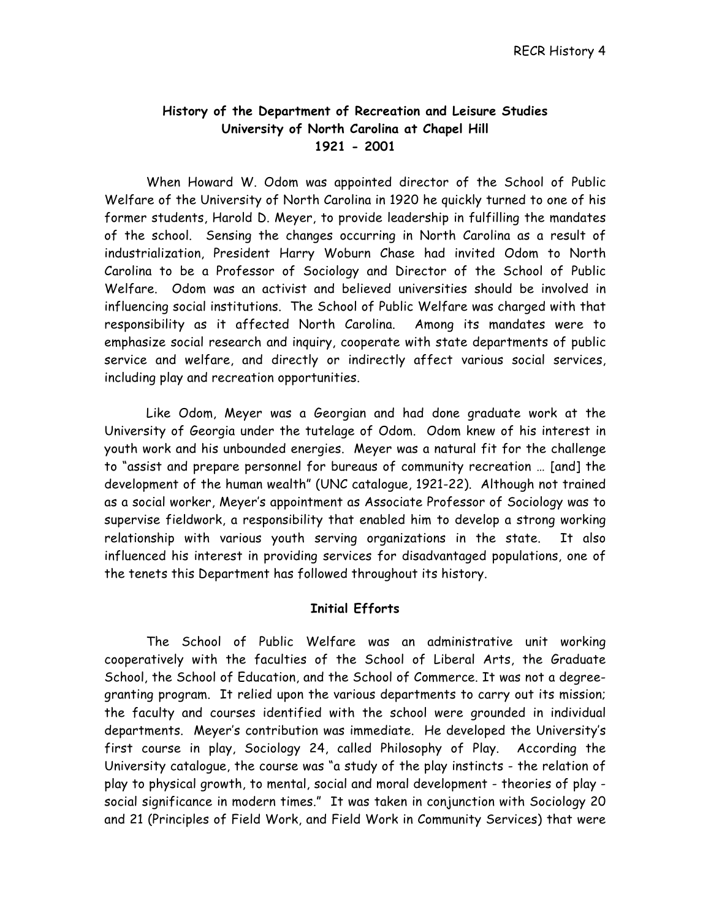**History of the Department of Recreation and Leisure Studies**
**University of North Carolina at Chapel Hill**
**1921 - 2001**

When Howard W. Odom was appointed director of the School of Public Welfare of the University of North Carolina in 1920 he quickly turned to one of his former students, Harold D. Meyer, to provide leadership in fulfilling the mandates of the school. Sensing the changes occurring in North Carolina as a result of industrialization, President Harry Woburn Chase had invited Odom to North Carolina to be a Professor of Sociology and Director of the School of Public Welfare. Odom was an activist and believed universities should be involved in influencing social institutions. The School of Public Welfare was charged with that responsibility as it affected North Carolina. Among its mandates were to emphasize social research and inquiry, cooperate with state departments of public service and welfare, and directly or indirectly affect various social services, including play and recreation opportunities.

Like Odom, Meyer was a Georgian and had done graduate work at the University of Georgia under the tutelage of Odom. Odom knew of his interest in youth work and his unbounded energies. Meyer was a natural fit for the challenge to "assist and prepare personnel for bureaus of community recreation … [and] the development of the human wealth" (UNC catalogue, 1921-22). Although not trained as a social worker, Meyer's appointment as Associate Professor of Sociology was to supervise fieldwork, a responsibility that enabled him to develop a strong working relationship with various youth serving organizations in the state. It also influenced his interest in providing services for disadvantaged populations, one of the tenets this Department has followed throughout its history.

**Initial Efforts**

The School of Public Welfare was an administrative unit working cooperatively with the faculties of the School of Liberal Arts, the Graduate School, the School of Education, and the School of Commerce. It was not a degree-granting program. It relied upon the various departments to carry out its mission; the faculty and courses identified with the school were grounded in individual departments. Meyer's contribution was immediate. He developed the University's first course in play, Sociology 24, called Philosophy of Play. According the University catalogue, the course was "a study of the play instincts - the relation of play to physical growth, to mental, social and moral development - theories of play - social significance in modern times." It was taken in conjunction with Sociology 20 and 21 (Principles of Field Work, and Field Work in Community Services) that were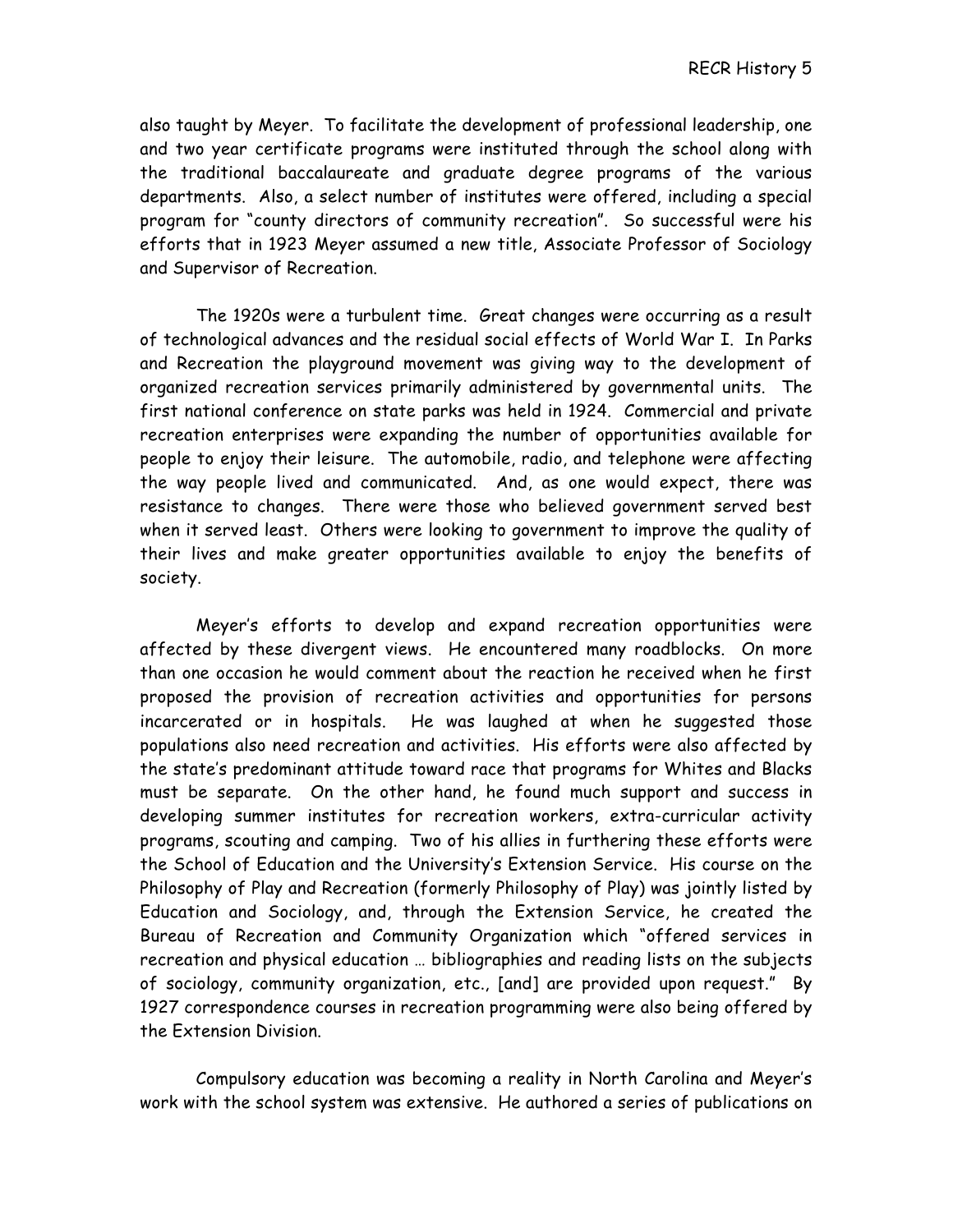also taught by Meyer. To facilitate the development of professional leadership, one and two year certificate programs were instituted through the school along with the traditional baccalaureate and graduate degree programs of the various departments. Also, a select number of institutes were offered, including a special program for "county directors of community recreation". So successful were his efforts that in 1923 Meyer assumed a new title, Associate Professor of Sociology and Supervisor of Recreation.

The 1920s were a turbulent time. Great changes were occurring as a result of technological advances and the residual social effects of World War I. In Parks and Recreation the playground movement was giving way to the development of organized recreation services primarily administered by governmental units. The first national conference on state parks was held in 1924. Commercial and private recreation enterprises were expanding the number of opportunities available for people to enjoy their leisure. The automobile, radio, and telephone were affecting the way people lived and communicated. And, as one would expect, there was resistance to changes. There were those who believed government served best when it served least. Others were looking to government to improve the quality of their lives and make greater opportunities available to enjoy the benefits of society.

Meyer's efforts to develop and expand recreation opportunities were affected by these divergent views. He encountered many roadblocks. On more than one occasion he would comment about the reaction he received when he first proposed the provision of recreation activities and opportunities for persons incarcerated or in hospitals. He was laughed at when he suggested those populations also need recreation and activities. His efforts were also affected by the state's predominant attitude toward race that programs for Whites and Blacks must be separate. On the other hand, he found much support and success in developing summer institutes for recreation workers, extra-curricular activity programs, scouting and camping. Two of his allies in furthering these efforts were the School of Education and the University's Extension Service. His course on the Philosophy of Play and Recreation (formerly Philosophy of Play) was jointly listed by Education and Sociology, and, through the Extension Service, he created the Bureau of Recreation and Community Organization which "offered services in recreation and physical education … bibliographies and reading lists on the subjects of sociology, community organization, etc., [and] are provided upon request." By 1927 correspondence courses in recreation programming were also being offered by the Extension Division.

Compulsory education was becoming a reality in North Carolina and Meyer's work with the school system was extensive. He authored a series of publications on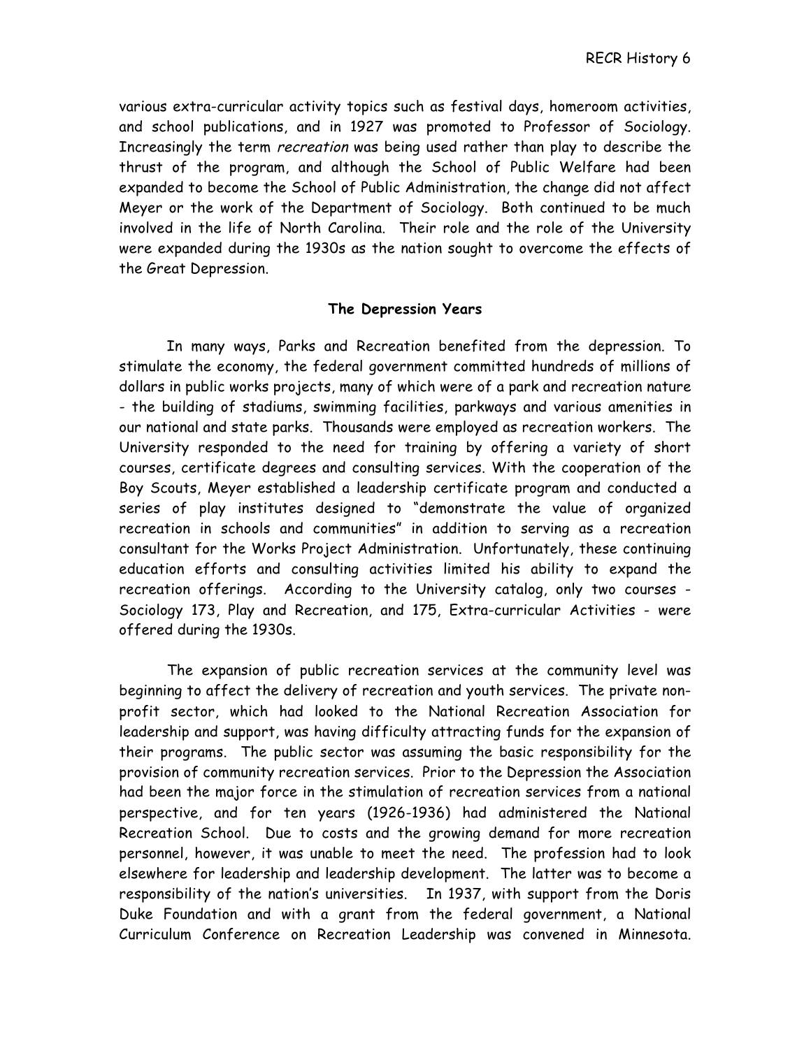various extra-curricular activity topics such as festival days, homeroom activities, and school publications, and in 1927 was promoted to Professor of Sociology. Increasingly the term *recreation* was being used rather than play to describe the thrust of the program, and although the School of Public Welfare had been expanded to become the School of Public Administration, the change did not affect Meyer or the work of the Department of Sociology. Both continued to be much involved in the life of North Carolina. Their role and the role of the University were expanded during the 1930s as the nation sought to overcome the effects of the Great Depression.

## The Depression Years

In many ways, Parks and Recreation benefited from the depression. To stimulate the economy, the federal government committed hundreds of millions of dollars in public works projects, many of which were of a park and recreation nature - the building of stadiums, swimming facilities, parkways and various amenities in our national and state parks. Thousands were employed as recreation workers. The University responded to the need for training by offering a variety of short courses, certificate degrees and consulting services. With the cooperation of the Boy Scouts, Meyer established a leadership certificate program and conducted a series of play institutes designed to "demonstrate the value of organized recreation in schools and communities" in addition to serving as a recreation consultant for the Works Project Administration. Unfortunately, these continuing education efforts and consulting activities limited his ability to expand the recreation offerings. According to the University catalog, only two courses - Sociology 173, Play and Recreation, and 175, Extra-curricular Activities - were offered during the 1930s.

The expansion of public recreation services at the community level was beginning to affect the delivery of recreation and youth services. The private non-profit sector, which had looked to the National Recreation Association for leadership and support, was having difficulty attracting funds for the expansion of their programs. The public sector was assuming the basic responsibility for the provision of community recreation services. Prior to the Depression the Association had been the major force in the stimulation of recreation services from a national perspective, and for ten years (1926-1936) had administered the National Recreation School. Due to costs and the growing demand for more recreation personnel, however, it was unable to meet the need. The profession had to look elsewhere for leadership and leadership development. The latter was to become a responsibility of the nation's universities. In 1937, with support from the Doris Duke Foundation and with a grant from the federal government, a National Curriculum Conference on Recreation Leadership was convened in Minnesota.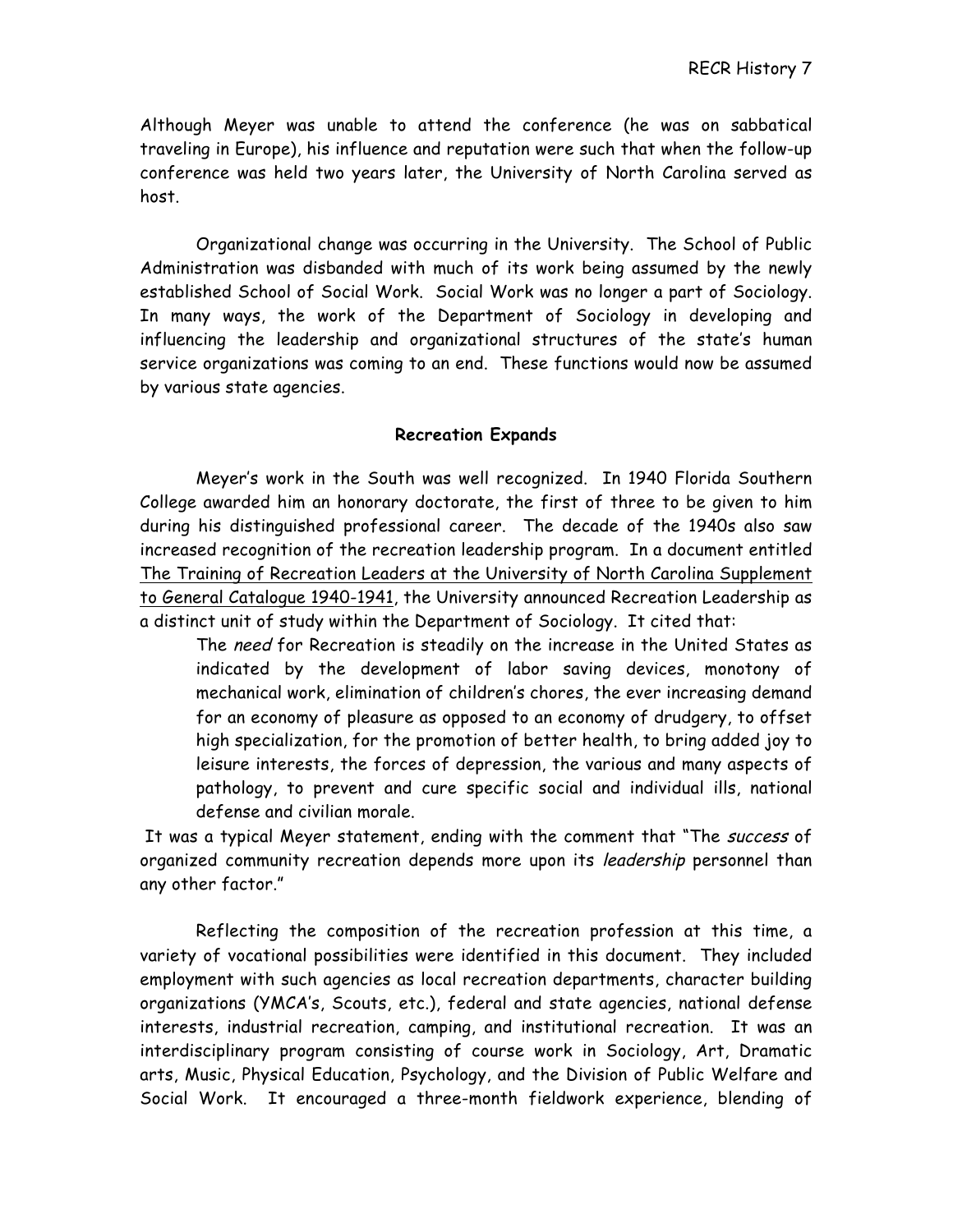Although Meyer was unable to attend the conference (he was on sabbatical traveling in Europe), his influence and reputation were such that when the follow-up conference was held two years later, the University of North Carolina served as host.

Organizational change was occurring in the University. The School of Public Administration was disbanded with much of its work being assumed by the newly established School of Social Work. Social Work was no longer a part of Sociology. In many ways, the work of the Department of Sociology in developing and influencing the leadership and organizational structures of the state's human service organizations was coming to an end. These functions would now be assumed by various state agencies.

## Recreation Expands

Meyer's work in the South was well recognized. In 1940 Florida Southern College awarded him an honorary doctorate, the first of three to be given to him during his distinguished professional career. The decade of the 1940s also saw increased recognition of the recreation leadership program. In a document entitled <u>The Training of Recreation Leaders at the University of North Carolina Supplement to General Catalogue 1940-1941</u>, the University announced Recreation Leadership as a distinct unit of study within the Department of Sociology. It cited that:

> The *need* for Recreation is steadily on the increase in the United States as indicated by the development of labor saving devices, monotony of mechanical work, elimination of children's chores, the ever increasing demand for an economy of pleasure as opposed to an economy of drudgery, to offset high specialization, for the promotion of better health, to bring added joy to leisure interests, the forces of depression, the various and many aspects of pathology, to prevent and cure specific social and individual ills, national defense and civilian morale.

It was a typical Meyer statement, ending with the comment that "The *success* of organized community recreation depends more upon its *leadership* personnel than any other factor."

Reflecting the composition of the recreation profession at this time, a variety of vocational possibilities were identified in this document. They included employment with such agencies as local recreation departments, character building organizations (YMCA's, Scouts, etc.), federal and state agencies, national defense interests, industrial recreation, camping, and institutional recreation. It was an interdisciplinary program consisting of course work in Sociology, Art, Dramatic arts, Music, Physical Education, Psychology, and the Division of Public Welfare and Social Work. It encouraged a three-month fieldwork experience, blending of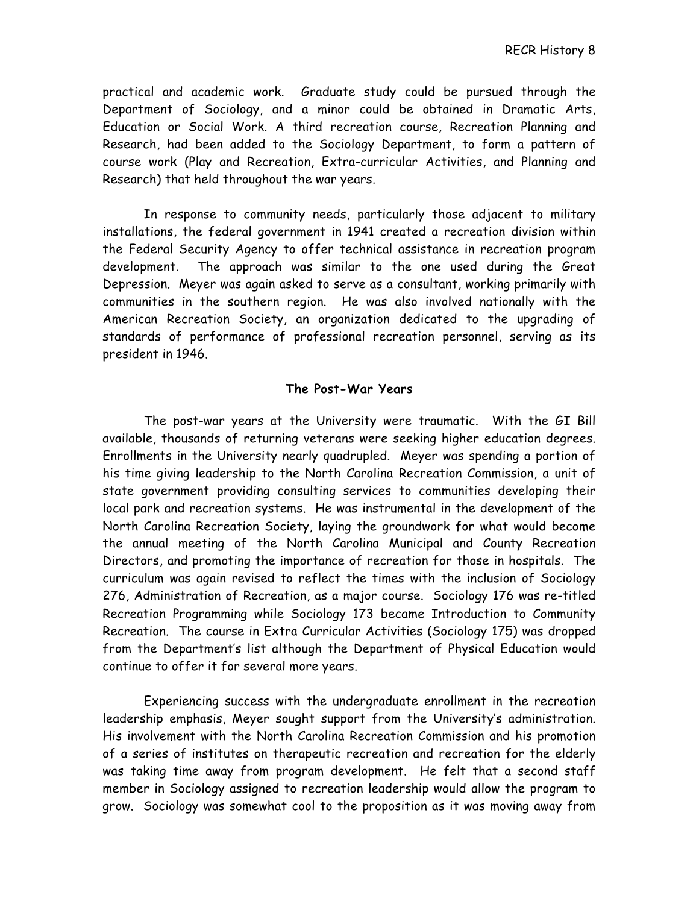practical and academic work. Graduate study could be pursued through the Department of Sociology, and a minor could be obtained in Dramatic Arts, Education or Social Work. A third recreation course, Recreation Planning and Research, had been added to the Sociology Department, to form a pattern of course work (Play and Recreation, Extra-curricular Activities, and Planning and Research) that held throughout the war years.

In response to community needs, particularly those adjacent to military installations, the federal government in 1941 created a recreation division within the Federal Security Agency to offer technical assistance in recreation program development. The approach was similar to the one used during the Great Depression. Meyer was again asked to serve as a consultant, working primarily with communities in the southern region. He was also involved nationally with the American Recreation Society, an organization dedicated to the upgrading of standards of performance of professional recreation personnel, serving as its president in 1946.

**The Post-War Years**

The post-war years at the University were traumatic. With the GI Bill available, thousands of returning veterans were seeking higher education degrees. Enrollments in the University nearly quadrupled. Meyer was spending a portion of his time giving leadership to the North Carolina Recreation Commission, a unit of state government providing consulting services to communities developing their local park and recreation systems. He was instrumental in the development of the North Carolina Recreation Society, laying the groundwork for what would become the annual meeting of the North Carolina Municipal and County Recreation Directors, and promoting the importance of recreation for those in hospitals. The curriculum was again revised to reflect the times with the inclusion of Sociology 276, Administration of Recreation, as a major course. Sociology 176 was re-titled Recreation Programming while Sociology 173 became Introduction to Community Recreation. The course in Extra Curricular Activities (Sociology 175) was dropped from the Department's list although the Department of Physical Education would continue to offer it for several more years.

Experiencing success with the undergraduate enrollment in the recreation leadership emphasis, Meyer sought support from the University's administration. His involvement with the North Carolina Recreation Commission and his promotion of a series of institutes on therapeutic recreation and recreation for the elderly was taking time away from program development. He felt that a second staff member in Sociology assigned to recreation leadership would allow the program to grow. Sociology was somewhat cool to the proposition as it was moving away from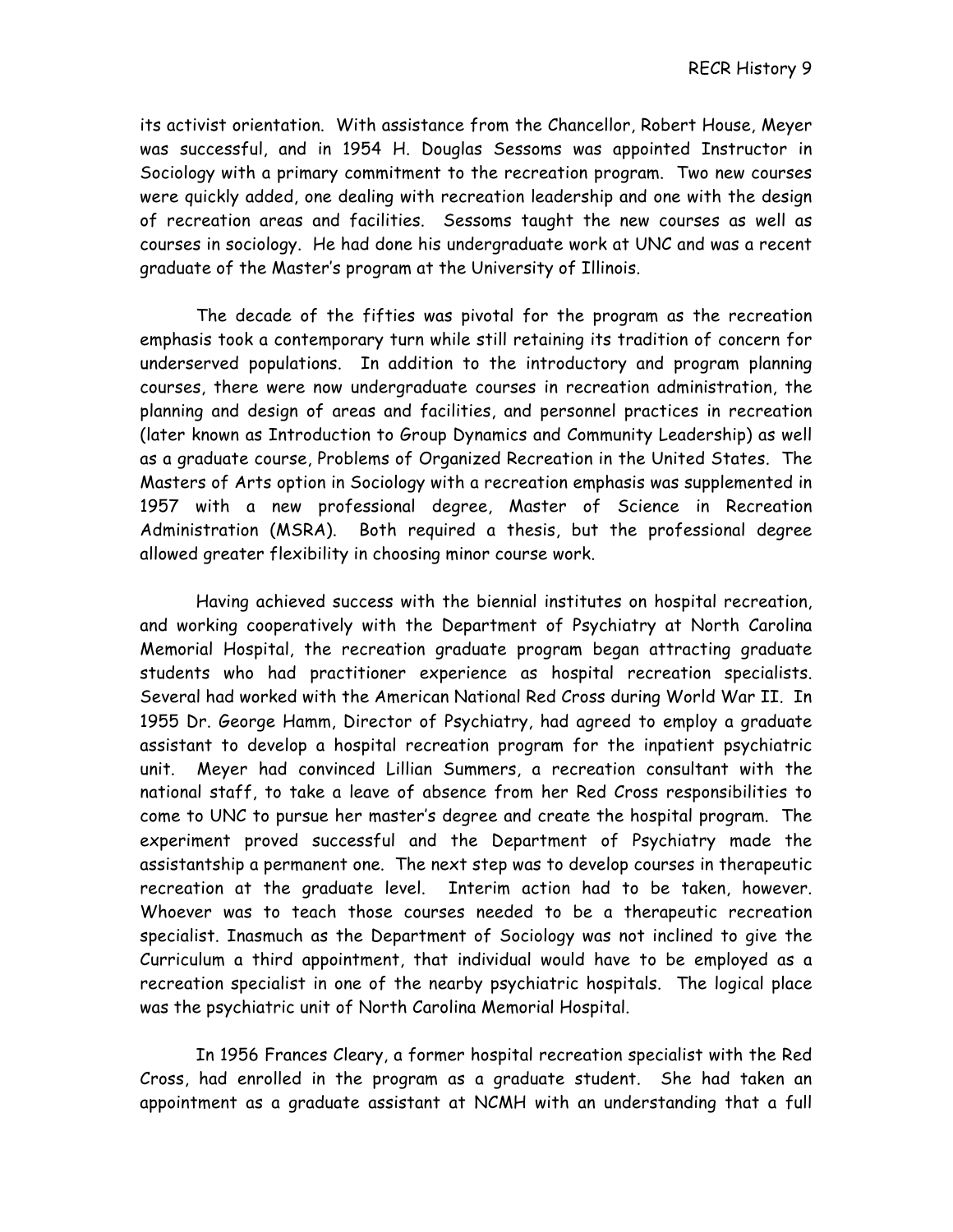its activist orientation. With assistance from the Chancellor, Robert House, Meyer was successful, and in 1954 H. Douglas Sessoms was appointed Instructor in Sociology with a primary commitment to the recreation program. Two new courses were quickly added, one dealing with recreation leadership and one with the design of recreation areas and facilities. Sessoms taught the new courses as well as courses in sociology. He had done his undergraduate work at UNC and was a recent graduate of the Master's program at the University of Illinois.

The decade of the fifties was pivotal for the program as the recreation emphasis took a contemporary turn while still retaining its tradition of concern for underserved populations. In addition to the introductory and program planning courses, there were now undergraduate courses in recreation administration, the planning and design of areas and facilities, and personnel practices in recreation (later known as Introduction to Group Dynamics and Community Leadership) as well as a graduate course, Problems of Organized Recreation in the United States. The Masters of Arts option in Sociology with a recreation emphasis was supplemented in 1957 with a new professional degree, Master of Science in Recreation Administration (MSRA). Both required a thesis, but the professional degree allowed greater flexibility in choosing minor course work.

Having achieved success with the biennial institutes on hospital recreation, and working cooperatively with the Department of Psychiatry at North Carolina Memorial Hospital, the recreation graduate program began attracting graduate students who had practitioner experience as hospital recreation specialists. Several had worked with the American National Red Cross during World War II. In 1955 Dr. George Hamm, Director of Psychiatry, had agreed to employ a graduate assistant to develop a hospital recreation program for the inpatient psychiatric unit. Meyer had convinced Lillian Summers, a recreation consultant with the national staff, to take a leave of absence from her Red Cross responsibilities to come to UNC to pursue her master's degree and create the hospital program. The experiment proved successful and the Department of Psychiatry made the assistantship a permanent one. The next step was to develop courses in therapeutic recreation at the graduate level. Interim action had to be taken, however. Whoever was to teach those courses needed to be a therapeutic recreation specialist. Inasmuch as the Department of Sociology was not inclined to give the Curriculum a third appointment, that individual would have to be employed as a recreation specialist in one of the nearby psychiatric hospitals. The logical place was the psychiatric unit of North Carolina Memorial Hospital.

In 1956 Frances Cleary, a former hospital recreation specialist with the Red Cross, had enrolled in the program as a graduate student. She had taken an appointment as a graduate assistant at NCMH with an understanding that a full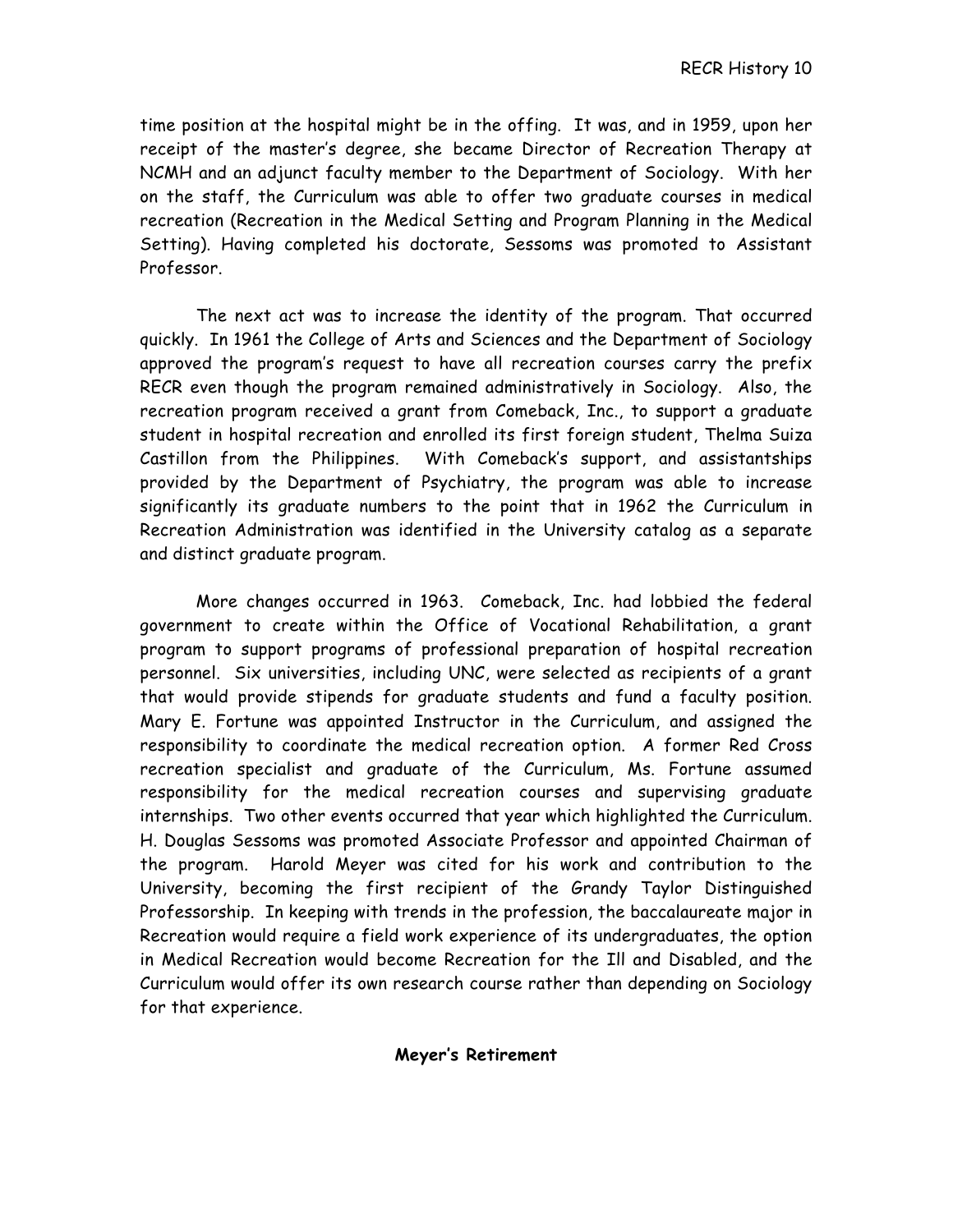time position at the hospital might be in the offing. It was, and in 1959, upon her receipt of the master's degree, she became Director of Recreation Therapy at NCMH and an adjunct faculty member to the Department of Sociology. With her on the staff, the Curriculum was able to offer two graduate courses in medical recreation (Recreation in the Medical Setting and Program Planning in the Medical Setting). Having completed his doctorate, Sessoms was promoted to Assistant Professor.

The next act was to increase the identity of the program. That occurred quickly. In 1961 the College of Arts and Sciences and the Department of Sociology approved the program's request to have all recreation courses carry the prefix RECR even though the program remained administratively in Sociology. Also, the recreation program received a grant from Comeback, Inc., to support a graduate student in hospital recreation and enrolled its first foreign student, Thelma Suiza Castillon from the Philippines. With Comeback's support, and assistantships provided by the Department of Psychiatry, the program was able to increase significantly its graduate numbers to the point that in 1962 the Curriculum in Recreation Administration was identified in the University catalog as a separate and distinct graduate program.

More changes occurred in 1963. Comeback, Inc. had lobbied the federal government to create within the Office of Vocational Rehabilitation, a grant program to support programs of professional preparation of hospital recreation personnel. Six universities, including UNC, were selected as recipients of a grant that would provide stipends for graduate students and fund a faculty position. Mary E. Fortune was appointed Instructor in the Curriculum, and assigned the responsibility to coordinate the medical recreation option. A former Red Cross recreation specialist and graduate of the Curriculum, Ms. Fortune assumed responsibility for the medical recreation courses and supervising graduate internships. Two other events occurred that year which highlighted the Curriculum. H. Douglas Sessoms was promoted Associate Professor and appointed Chairman of the program. Harold Meyer was cited for his work and contribution to the University, becoming the first recipient of the Grandy Taylor Distinguished Professorship. In keeping with trends in the profession, the baccalaureate major in Recreation would require a field work experience of its undergraduates, the option in Medical Recreation would become Recreation for the Ill and Disabled, and the Curriculum would offer its own research course rather than depending on Sociology for that experience.

## Meyer's Retirement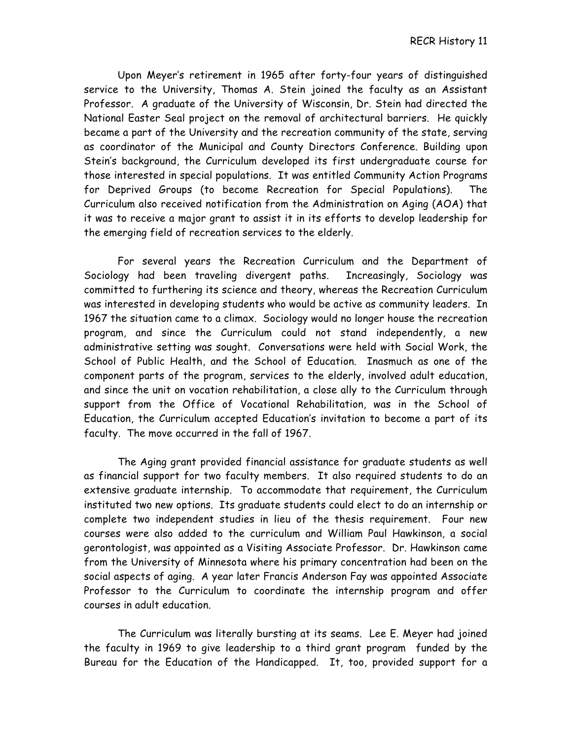Upon Meyer's retirement in 1965 after forty-four years of distinguished service to the University, Thomas A. Stein joined the faculty as an Assistant Professor. A graduate of the University of Wisconsin, Dr. Stein had directed the National Easter Seal project on the removal of architectural barriers. He quickly became a part of the University and the recreation community of the state, serving as coordinator of the Municipal and County Directors Conference. Building upon Stein's background, the Curriculum developed its first undergraduate course for those interested in special populations. It was entitled Community Action Programs for Deprived Groups (to become Recreation for Special Populations). The Curriculum also received notification from the Administration on Aging (AOA) that it was to receive a major grant to assist it in its efforts to develop leadership for the emerging field of recreation services to the elderly.

For several years the Recreation Curriculum and the Department of Sociology had been traveling divergent paths. Increasingly, Sociology was committed to furthering its science and theory, whereas the Recreation Curriculum was interested in developing students who would be active as community leaders. In 1967 the situation came to a climax. Sociology would no longer house the recreation program, and since the Curriculum could not stand independently, a new administrative setting was sought. Conversations were held with Social Work, the School of Public Health, and the School of Education. Inasmuch as one of the component parts of the program, services to the elderly, involved adult education, and since the unit on vocation rehabilitation, a close ally to the Curriculum through support from the Office of Vocational Rehabilitation, was in the School of Education, the Curriculum accepted Education's invitation to become a part of its faculty. The move occurred in the fall of 1967.

The Aging grant provided financial assistance for graduate students as well as financial support for two faculty members. It also required students to do an extensive graduate internship. To accommodate that requirement, the Curriculum instituted two new options. Its graduate students could elect to do an internship or complete two independent studies in lieu of the thesis requirement. Four new courses were also added to the curriculum and William Paul Hawkinson, a social gerontologist, was appointed as a Visiting Associate Professor. Dr. Hawkinson came from the University of Minnesota where his primary concentration had been on the social aspects of aging. A year later Francis Anderson Fay was appointed Associate Professor to the Curriculum to coordinate the internship program and offer courses in adult education.

The Curriculum was literally bursting at its seams. Lee E. Meyer had joined the faculty in 1969 to give leadership to a third grant program funded by the Bureau for the Education of the Handicapped. It, too, provided support for a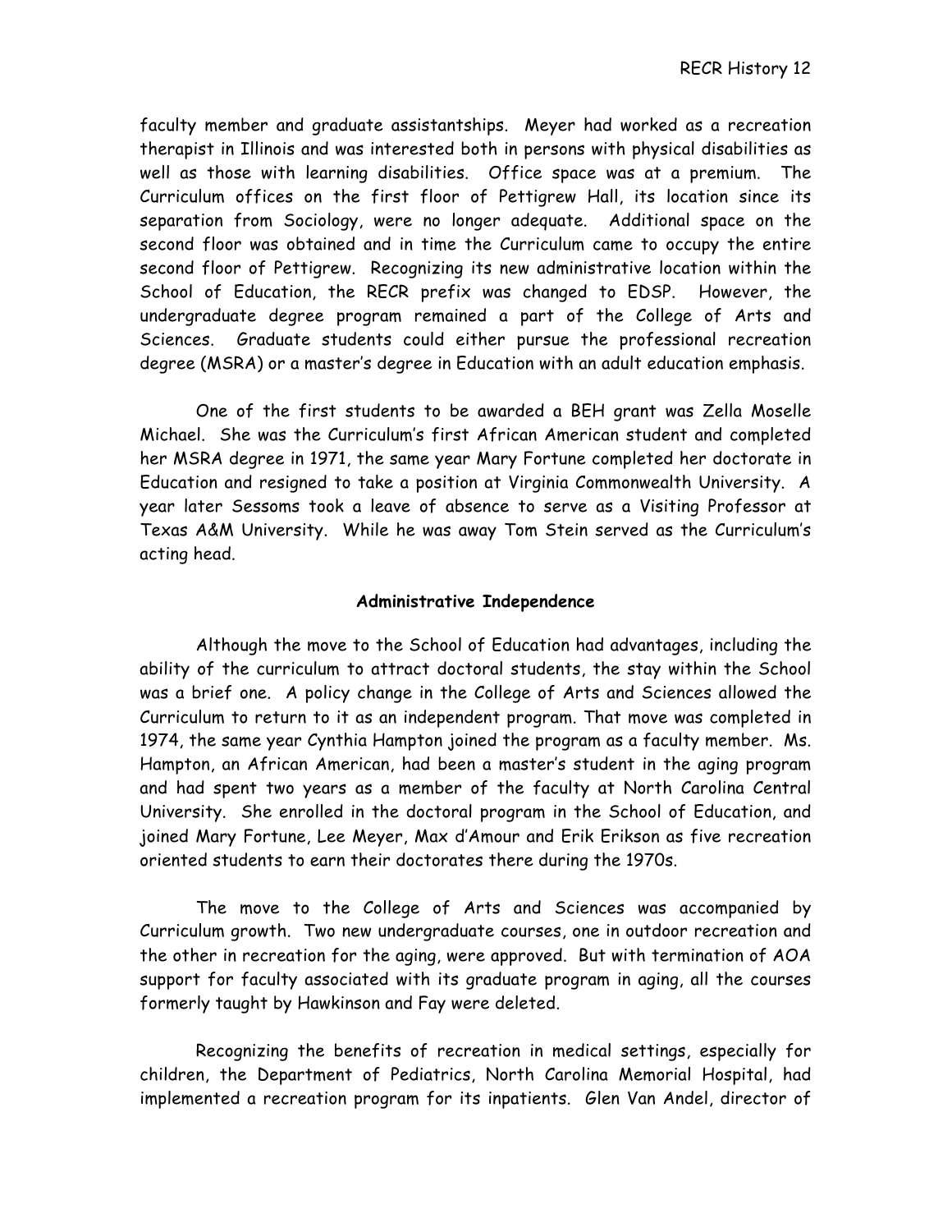faculty member and graduate assistantships. Meyer had worked as a recreation therapist in Illinois and was interested both in persons with physical disabilities as well as those with learning disabilities. Office space was at a premium. The Curriculum offices on the first floor of Pettigrew Hall, its location since its separation from Sociology, were no longer adequate. Additional space on the second floor was obtained and in time the Curriculum came to occupy the entire second floor of Pettigrew. Recognizing its new administrative location within the School of Education, the RECR prefix was changed to EDSP. However, the undergraduate degree program remained a part of the College of Arts and Sciences. Graduate students could either pursue the professional recreation degree (MSRA) or a master's degree in Education with an adult education emphasis.

One of the first students to be awarded a BEH grant was Zella Moselle Michael. She was the Curriculum's first African American student and completed her MSRA degree in 1971, the same year Mary Fortune completed her doctorate in Education and resigned to take a position at Virginia Commonwealth University. A year later Sessoms took a leave of absence to serve as a Visiting Professor at Texas A&M University. While he was away Tom Stein served as the Curriculum's acting head.

## Administrative Independence

Although the move to the School of Education had advantages, including the ability of the curriculum to attract doctoral students, the stay within the School was a brief one. A policy change in the College of Arts and Sciences allowed the Curriculum to return to it as an independent program. That move was completed in 1974, the same year Cynthia Hampton joined the program as a faculty member. Ms. Hampton, an African American, had been a master's student in the aging program and had spent two years as a member of the faculty at North Carolina Central University. She enrolled in the doctoral program in the School of Education, and joined Mary Fortune, Lee Meyer, Max d'Amour and Erik Erikson as five recreation oriented students to earn their doctorates there during the 1970s.

The move to the College of Arts and Sciences was accompanied by Curriculum growth. Two new undergraduate courses, one in outdoor recreation and the other in recreation for the aging, were approved. But with termination of AOA support for faculty associated with its graduate program in aging, all the courses formerly taught by Hawkinson and Fay were deleted.

Recognizing the benefits of recreation in medical settings, especially for children, the Department of Pediatrics, North Carolina Memorial Hospital, had implemented a recreation program for its inpatients. Glen Van Andel, director of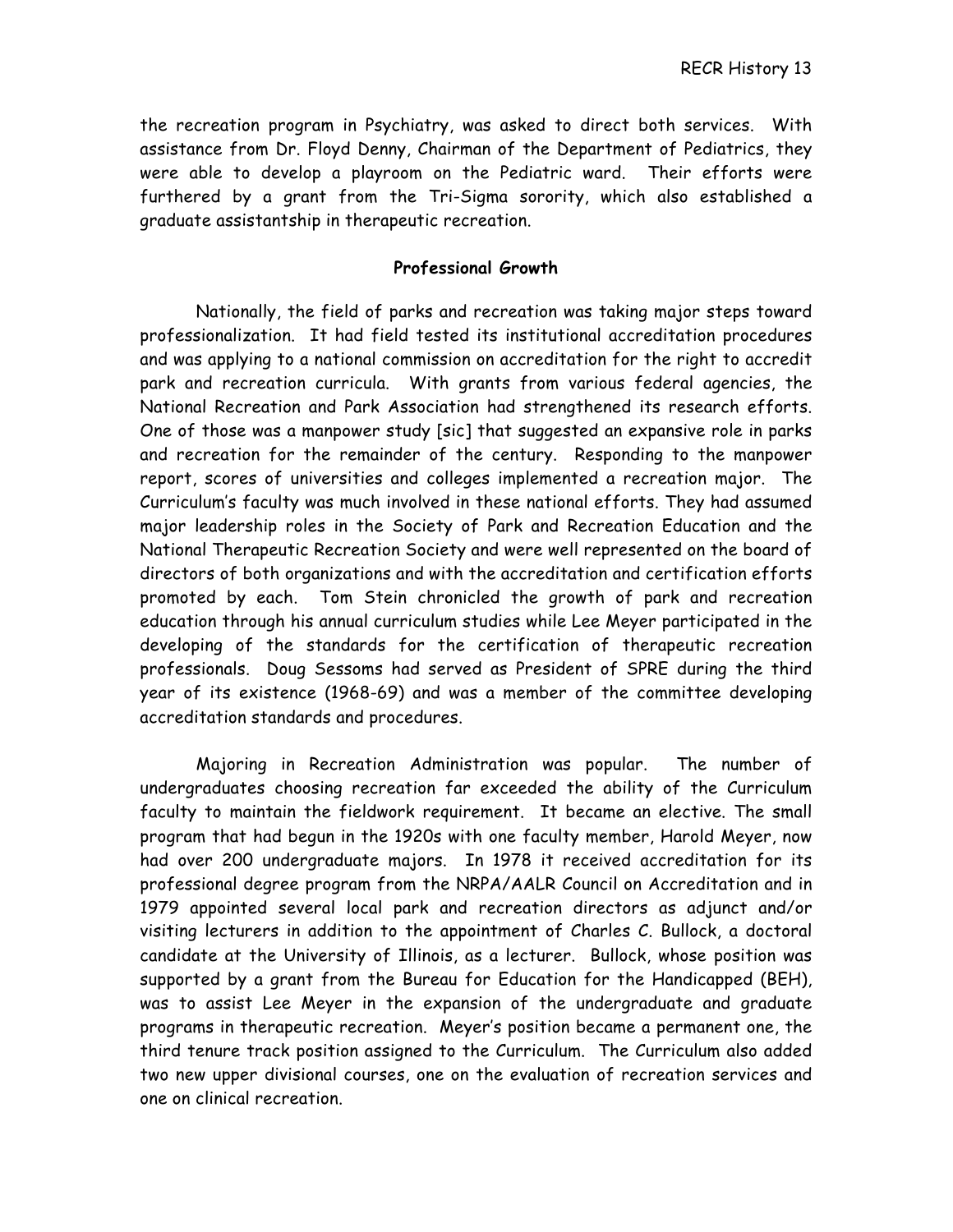the recreation program in Psychiatry, was asked to direct both services. With assistance from Dr. Floyd Denny, Chairman of the Department of Pediatrics, they were able to develop a playroom on the Pediatric ward. Their efforts were furthered by a grant from the Tri-Sigma sorority, which also established a graduate assistantship in therapeutic recreation.

### Professional Growth

Nationally, the field of parks and recreation was taking major steps toward professionalization. It had field tested its institutional accreditation procedures and was applying to a national commission on accreditation for the right to accredit park and recreation curricula. With grants from various federal agencies, the National Recreation and Park Association had strengthened its research efforts. One of those was a manpower study [sic] that suggested an expansive role in parks and recreation for the remainder of the century. Responding to the manpower report, scores of universities and colleges implemented a recreation major. The Curriculum's faculty was much involved in these national efforts. They had assumed major leadership roles in the Society of Park and Recreation Education and the National Therapeutic Recreation Society and were well represented on the board of directors of both organizations and with the accreditation and certification efforts promoted by each. Tom Stein chronicled the growth of park and recreation education through his annual curriculum studies while Lee Meyer participated in the developing of the standards for the certification of therapeutic recreation professionals. Doug Sessoms had served as President of SPRE during the third year of its existence (1968-69) and was a member of the committee developing accreditation standards and procedures.

Majoring in Recreation Administration was popular. The number of undergraduates choosing recreation far exceeded the ability of the Curriculum faculty to maintain the fieldwork requirement. It became an elective. The small program that had begun in the 1920s with one faculty member, Harold Meyer, now had over 200 undergraduate majors. In 1978 it received accreditation for its professional degree program from the NRPA/AALR Council on Accreditation and in 1979 appointed several local park and recreation directors as adjunct and/or visiting lecturers in addition to the appointment of Charles C. Bullock, a doctoral candidate at the University of Illinois, as a lecturer. Bullock, whose position was supported by a grant from the Bureau for Education for the Handicapped (BEH), was to assist Lee Meyer in the expansion of the undergraduate and graduate programs in therapeutic recreation. Meyer's position became a permanent one, the third tenure track position assigned to the Curriculum. The Curriculum also added two new upper divisional courses, one on the evaluation of recreation services and one on clinical recreation.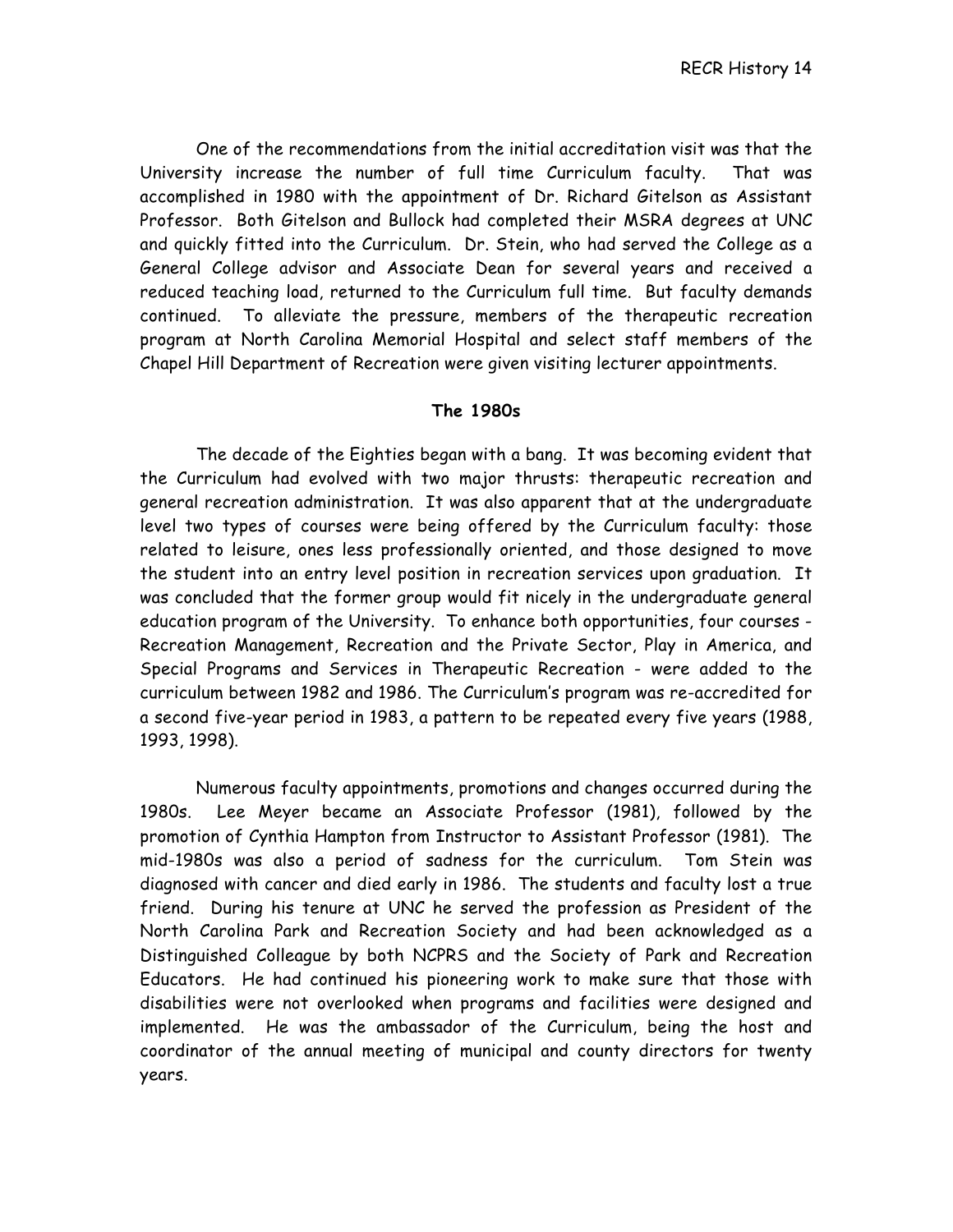One of the recommendations from the initial accreditation visit was that the University increase the number of full time Curriculum faculty. That was accomplished in 1980 with the appointment of Dr. Richard Gitelson as Assistant Professor. Both Gitelson and Bullock had completed their MSRA degrees at UNC and quickly fitted into the Curriculum. Dr. Stein, who had served the College as a General College advisor and Associate Dean for several years and received a reduced teaching load, returned to the Curriculum full time. But faculty demands continued. To alleviate the pressure, members of the therapeutic recreation program at North Carolina Memorial Hospital and select staff members of the Chapel Hill Department of Recreation were given visiting lecturer appointments.

## The 1980s

The decade of the Eighties began with a bang. It was becoming evident that the Curriculum had evolved with two major thrusts: therapeutic recreation and general recreation administration. It was also apparent that at the undergraduate level two types of courses were being offered by the Curriculum faculty: those related to leisure, ones less professionally oriented, and those designed to move the student into an entry level position in recreation services upon graduation. It was concluded that the former group would fit nicely in the undergraduate general education program of the University. To enhance both opportunities, four courses - Recreation Management, Recreation and the Private Sector, Play in America, and Special Programs and Services in Therapeutic Recreation - were added to the curriculum between 1982 and 1986. The Curriculum's program was re-accredited for a second five-year period in 1983, a pattern to be repeated every five years (1988, 1993, 1998).

Numerous faculty appointments, promotions and changes occurred during the 1980s. Lee Meyer became an Associate Professor (1981), followed by the promotion of Cynthia Hampton from Instructor to Assistant Professor (1981). The mid-1980s was also a period of sadness for the curriculum. Tom Stein was diagnosed with cancer and died early in 1986. The students and faculty lost a true friend. During his tenure at UNC he served the profession as President of the North Carolina Park and Recreation Society and had been acknowledged as a Distinguished Colleague by both NCPRS and the Society of Park and Recreation Educators. He had continued his pioneering work to make sure that those with disabilities were not overlooked when programs and facilities were designed and implemented. He was the ambassador of the Curriculum, being the host and coordinator of the annual meeting of municipal and county directors for twenty years.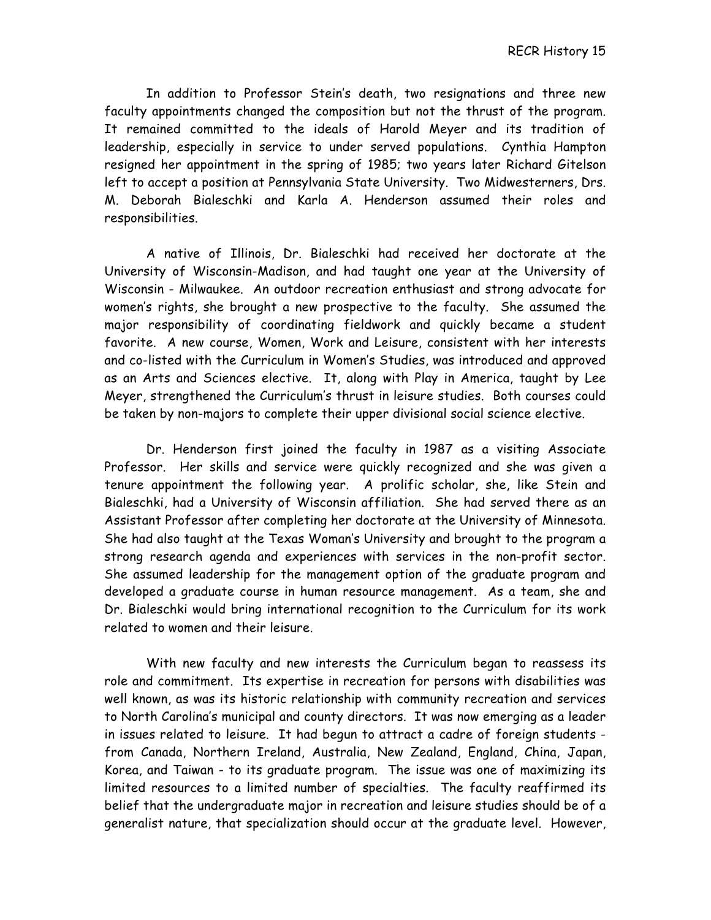In addition to Professor Stein's death, two resignations and three new faculty appointments changed the composition but not the thrust of the program. It remained committed to the ideals of Harold Meyer and its tradition of leadership, especially in service to under served populations. Cynthia Hampton resigned her appointment in the spring of 1985; two years later Richard Gitelson left to accept a position at Pennsylvania State University. Two Midwesterners, Drs. M. Deborah Bialeschki and Karla A. Henderson assumed their roles and responsibilities.

A native of Illinois, Dr. Bialeschki had received her doctorate at the University of Wisconsin-Madison, and had taught one year at the University of Wisconsin - Milwaukee. An outdoor recreation enthusiast and strong advocate for women's rights, she brought a new prospective to the faculty. She assumed the major responsibility of coordinating fieldwork and quickly became a student favorite. A new course, Women, Work and Leisure, consistent with her interests and co-listed with the Curriculum in Women's Studies, was introduced and approved as an Arts and Sciences elective. It, along with Play in America, taught by Lee Meyer, strengthened the Curriculum's thrust in leisure studies. Both courses could be taken by non-majors to complete their upper divisional social science elective.

Dr. Henderson first joined the faculty in 1987 as a visiting Associate Professor. Her skills and service were quickly recognized and she was given a tenure appointment the following year. A prolific scholar, she, like Stein and Bialeschki, had a University of Wisconsin affiliation. She had served there as an Assistant Professor after completing her doctorate at the University of Minnesota. She had also taught at the Texas Woman's University and brought to the program a strong research agenda and experiences with services in the non-profit sector. She assumed leadership for the management option of the graduate program and developed a graduate course in human resource management. As a team, she and Dr. Bialeschki would bring international recognition to the Curriculum for its work related to women and their leisure.

With new faculty and new interests the Curriculum began to reassess its role and commitment. Its expertise in recreation for persons with disabilities was well known, as was its historic relationship with community recreation and services to North Carolina's municipal and county directors. It was now emerging as a leader in issues related to leisure. It had begun to attract a cadre of foreign students - from Canada, Northern Ireland, Australia, New Zealand, England, China, Japan, Korea, and Taiwan - to its graduate program. The issue was one of maximizing its limited resources to a limited number of specialties. The faculty reaffirmed its belief that the undergraduate major in recreation and leisure studies should be of a generalist nature, that specialization should occur at the graduate level. However,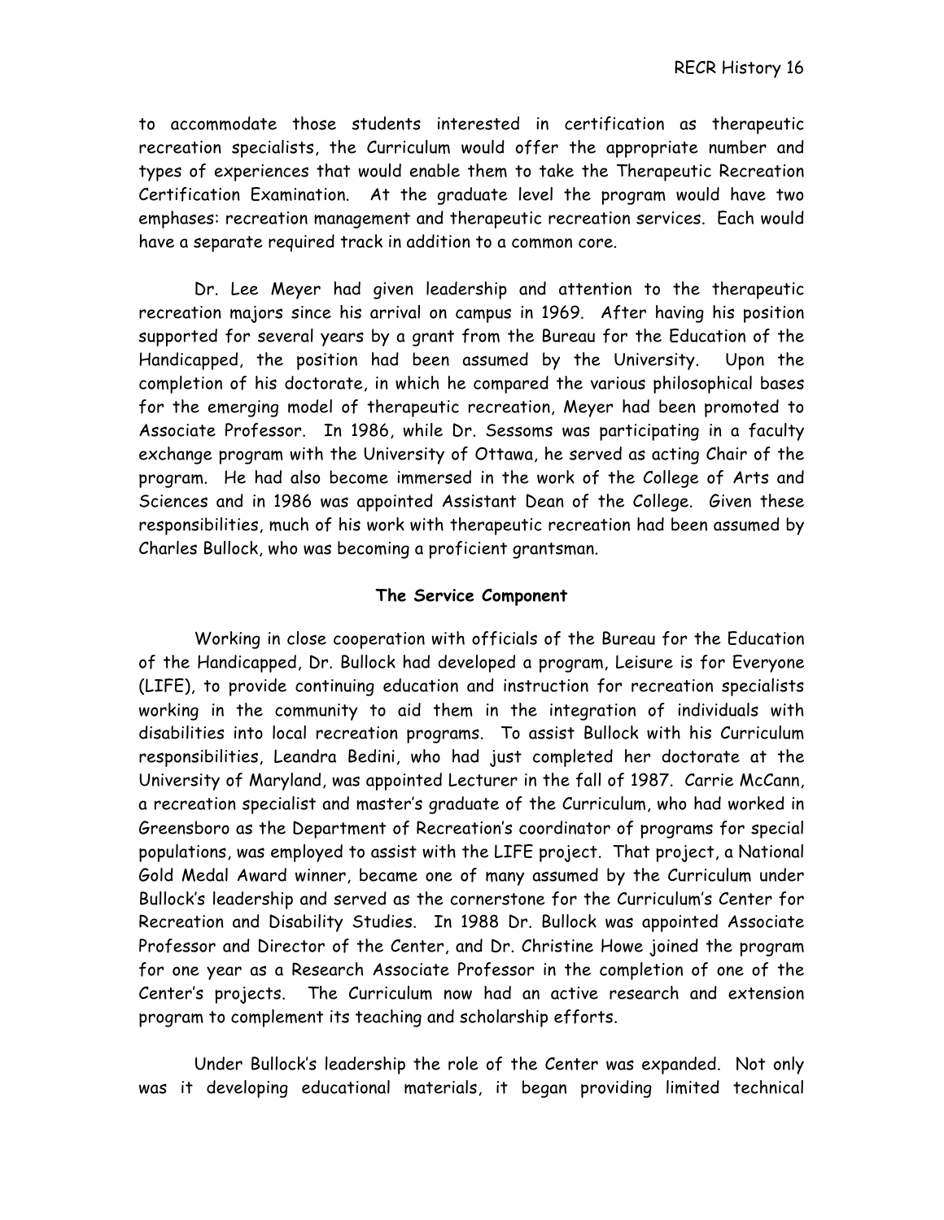to accommodate those students interested in certification as therapeutic recreation specialists, the Curriculum would offer the appropriate number and types of experiences that would enable them to take the Therapeutic Recreation Certification Examination. At the graduate level the program would have two emphases: recreation management and therapeutic recreation services. Each would have a separate required track in addition to a common core.

Dr. Lee Meyer had given leadership and attention to the therapeutic recreation majors since his arrival on campus in 1969. After having his position supported for several years by a grant from the Bureau for the Education of the Handicapped, the position had been assumed by the University. Upon the completion of his doctorate, in which he compared the various philosophical bases for the emerging model of therapeutic recreation, Meyer had been promoted to Associate Professor. In 1986, while Dr. Sessoms was participating in a faculty exchange program with the University of Ottawa, he served as acting Chair of the program. He had also become immersed in the work of the College of Arts and Sciences and in 1986 was appointed Assistant Dean of the College. Given these responsibilities, much of his work with therapeutic recreation had been assumed by Charles Bullock, who was becoming a proficient grantsman.

### The Service Component

Working in close cooperation with officials of the Bureau for the Education of the Handicapped, Dr. Bullock had developed a program, Leisure is for Everyone (LIFE), to provide continuing education and instruction for recreation specialists working in the community to aid them in the integration of individuals with disabilities into local recreation programs. To assist Bullock with his Curriculum responsibilities, Leandra Bedini, who had just completed her doctorate at the University of Maryland, was appointed Lecturer in the fall of 1987. Carrie McCann, a recreation specialist and master's graduate of the Curriculum, who had worked in Greensboro as the Department of Recreation's coordinator of programs for special populations, was employed to assist with the LIFE project. That project, a National Gold Medal Award winner, became one of many assumed by the Curriculum under Bullock's leadership and served as the cornerstone for the Curriculum's Center for Recreation and Disability Studies. In 1988 Dr. Bullock was appointed Associate Professor and Director of the Center, and Dr. Christine Howe joined the program for one year as a Research Associate Professor in the completion of one of the Center's projects. The Curriculum now had an active research and extension program to complement its teaching and scholarship efforts.

Under Bullock's leadership the role of the Center was expanded. Not only was it developing educational materials, it began providing limited technical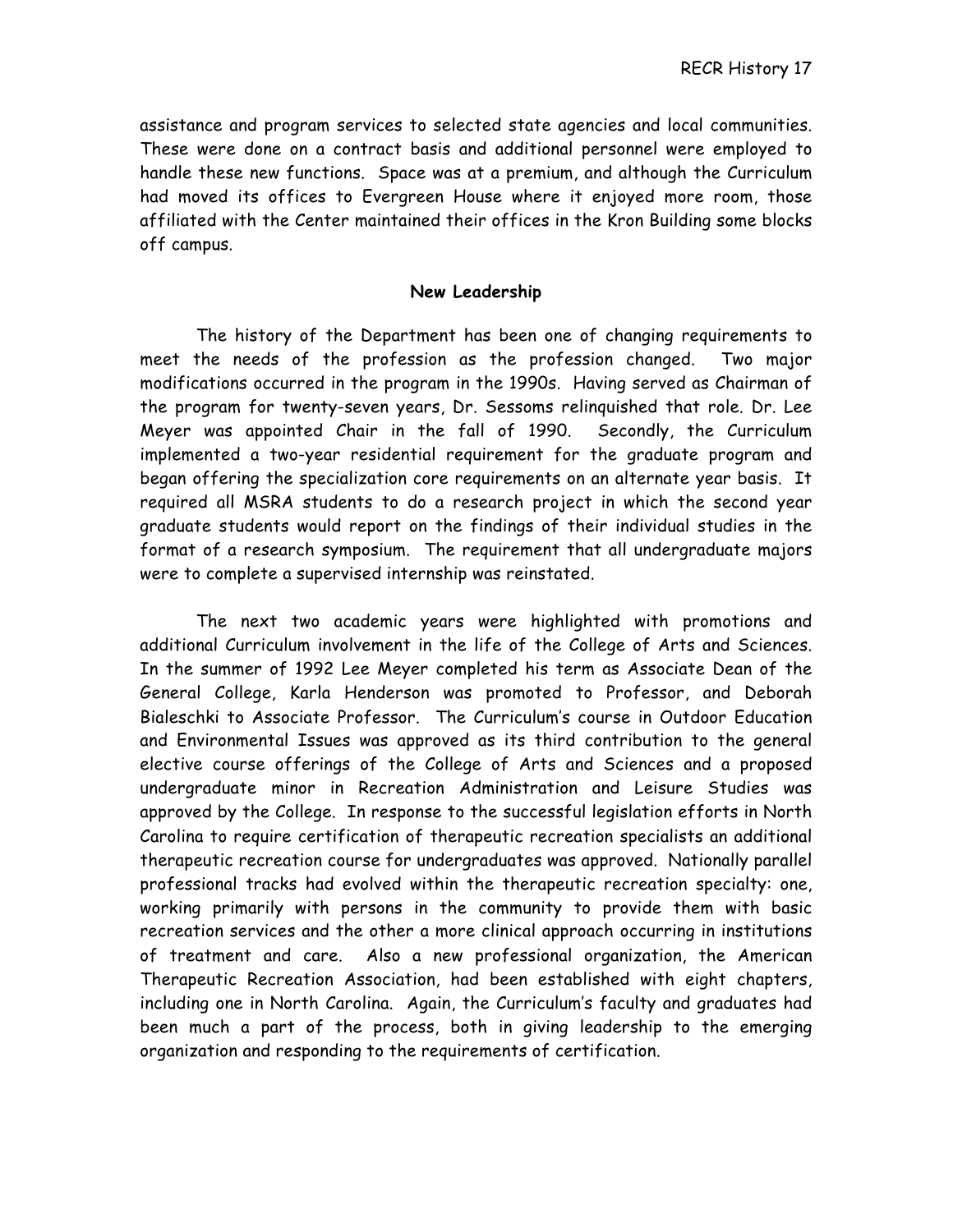assistance and program services to selected state agencies and local communities. These were done on a contract basis and additional personnel were employed to handle these new functions. Space was at a premium, and although the Curriculum had moved its offices to Evergreen House where it enjoyed more room, those affiliated with the Center maintained their offices in the Kron Building some blocks off campus.

## New Leadership

The history of the Department has been one of changing requirements to meet the needs of the profession as the profession changed. Two major modifications occurred in the program in the 1990s. Having served as Chairman of the program for twenty-seven years, Dr. Sessoms relinquished that role. Dr. Lee Meyer was appointed Chair in the fall of 1990. Secondly, the Curriculum implemented a two-year residential requirement for the graduate program and began offering the specialization core requirements on an alternate year basis. It required all MSRA students to do a research project in which the second year graduate students would report on the findings of their individual studies in the format of a research symposium. The requirement that all undergraduate majors were to complete a supervised internship was reinstated.

The next two academic years were highlighted with promotions and additional Curriculum involvement in the life of the College of Arts and Sciences. In the summer of 1992 Lee Meyer completed his term as Associate Dean of the General College, Karla Henderson was promoted to Professor, and Deborah Bialeschki to Associate Professor. The Curriculum's course in Outdoor Education and Environmental Issues was approved as its third contribution to the general elective course offerings of the College of Arts and Sciences and a proposed undergraduate minor in Recreation Administration and Leisure Studies was approved by the College. In response to the successful legislation efforts in North Carolina to require certification of therapeutic recreation specialists an additional therapeutic recreation course for undergraduates was approved. Nationally parallel professional tracks had evolved within the therapeutic recreation specialty: one, working primarily with persons in the community to provide them with basic recreation services and the other a more clinical approach occurring in institutions of treatment and care. Also a new professional organization, the American Therapeutic Recreation Association, had been established with eight chapters, including one in North Carolina. Again, the Curriculum's faculty and graduates had been much a part of the process, both in giving leadership to the emerging organization and responding to the requirements of certification.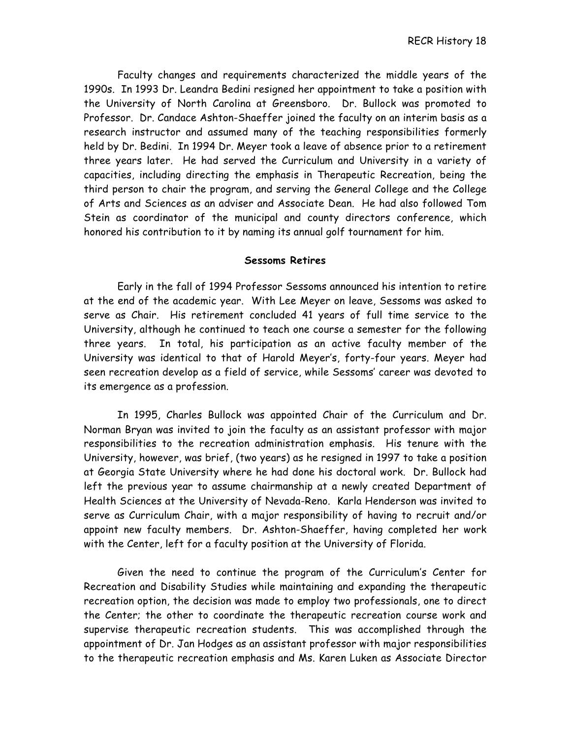Faculty changes and requirements characterized the middle years of the 1990s. In 1993 Dr. Leandra Bedini resigned her appointment to take a position with the University of North Carolina at Greensboro. Dr. Bullock was promoted to Professor. Dr. Candace Ashton-Shaeffer joined the faculty on an interim basis as a research instructor and assumed many of the teaching responsibilities formerly held by Dr. Bedini. In 1994 Dr. Meyer took a leave of absence prior to a retirement three years later. He had served the Curriculum and University in a variety of capacities, including directing the emphasis in Therapeutic Recreation, being the third person to chair the program, and serving the General College and the College of Arts and Sciences as an adviser and Associate Dean. He had also followed Tom Stein as coordinator of the municipal and county directors conference, which honored his contribution to it by naming its annual golf tournament for him.

### Sessoms Retires

Early in the fall of 1994 Professor Sessoms announced his intention to retire at the end of the academic year. With Lee Meyer on leave, Sessoms was asked to serve as Chair. His retirement concluded 41 years of full time service to the University, although he continued to teach one course a semester for the following three years. In total, his participation as an active faculty member of the University was identical to that of Harold Meyer's, forty-four years. Meyer had seen recreation develop as a field of service, while Sessoms' career was devoted to its emergence as a profession.

In 1995, Charles Bullock was appointed Chair of the Curriculum and Dr. Norman Bryan was invited to join the faculty as an assistant professor with major responsibilities to the recreation administration emphasis. His tenure with the University, however, was brief, (two years) as he resigned in 1997 to take a position at Georgia State University where he had done his doctoral work. Dr. Bullock had left the previous year to assume chairmanship at a newly created Department of Health Sciences at the University of Nevada-Reno. Karla Henderson was invited to serve as Curriculum Chair, with a major responsibility of having to recruit and/or appoint new faculty members. Dr. Ashton-Shaeffer, having completed her work with the Center, left for a faculty position at the University of Florida.

Given the need to continue the program of the Curriculum's Center for Recreation and Disability Studies while maintaining and expanding the therapeutic recreation option, the decision was made to employ two professionals, one to direct the Center; the other to coordinate the therapeutic recreation course work and supervise therapeutic recreation students. This was accomplished through the appointment of Dr. Jan Hodges as an assistant professor with major responsibilities to the therapeutic recreation emphasis and Ms. Karen Luken as Associate Director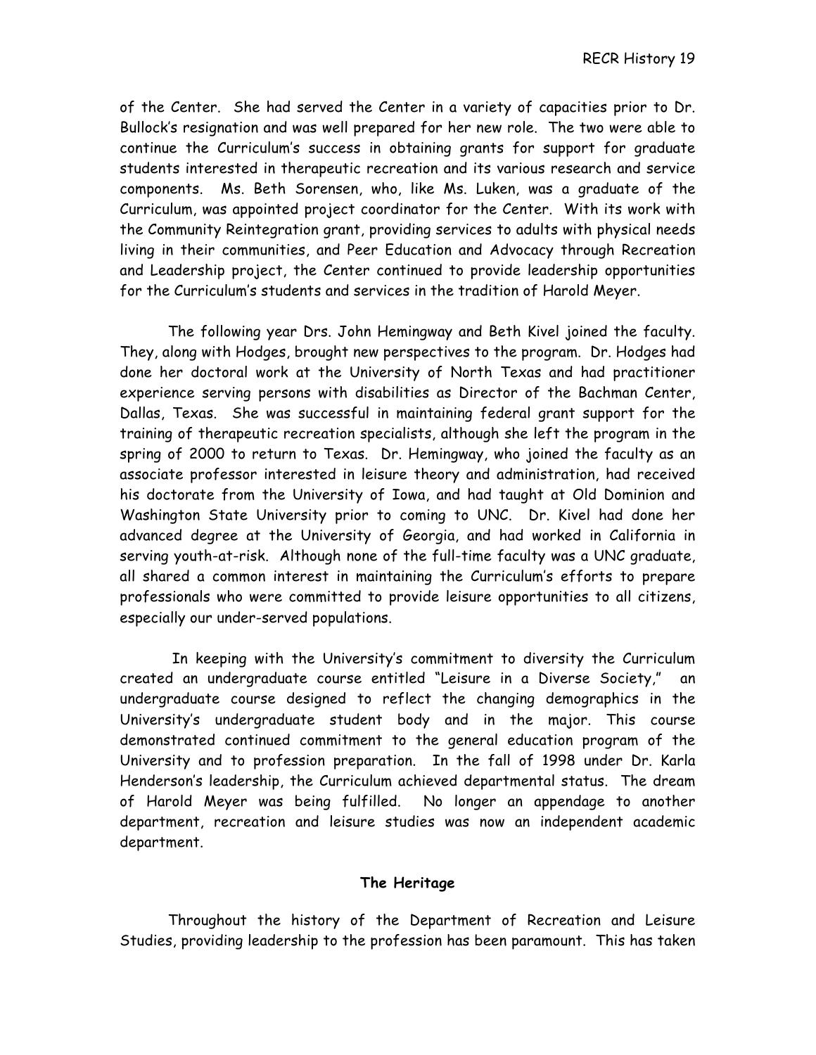of the Center. She had served the Center in a variety of capacities prior to Dr. Bullock's resignation and was well prepared for her new role. The two were able to continue the Curriculum's success in obtaining grants for support for graduate students interested in therapeutic recreation and its various research and service components. Ms. Beth Sorensen, who, like Ms. Luken, was a graduate of the Curriculum, was appointed project coordinator for the Center. With its work with the Community Reintegration grant, providing services to adults with physical needs living in their communities, and Peer Education and Advocacy through Recreation and Leadership project, the Center continued to provide leadership opportunities for the Curriculum's students and services in the tradition of Harold Meyer.

The following year Drs. John Hemingway and Beth Kivel joined the faculty. They, along with Hodges, brought new perspectives to the program. Dr. Hodges had done her doctoral work at the University of North Texas and had practitioner experience serving persons with disabilities as Director of the Bachman Center, Dallas, Texas. She was successful in maintaining federal grant support for the training of therapeutic recreation specialists, although she left the program in the spring of 2000 to return to Texas. Dr. Hemingway, who joined the faculty as an associate professor interested in leisure theory and administration, had received his doctorate from the University of Iowa, and had taught at Old Dominion and Washington State University prior to coming to UNC. Dr. Kivel had done her advanced degree at the University of Georgia, and had worked in California in serving youth-at-risk. Although none of the full-time faculty was a UNC graduate, all shared a common interest in maintaining the Curriculum's efforts to prepare professionals who were committed to provide leisure opportunities to all citizens, especially our under-served populations.

In keeping with the University's commitment to diversity the Curriculum created an undergraduate course entitled "Leisure in a Diverse Society," an undergraduate course designed to reflect the changing demographics in the University's undergraduate student body and in the major. This course demonstrated continued commitment to the general education program of the University and to profession preparation. In the fall of 1998 under Dr. Karla Henderson's leadership, the Curriculum achieved departmental status. The dream of Harold Meyer was being fulfilled. No longer an appendage to another department, recreation and leisure studies was now an independent academic department.

**The Heritage**

Throughout the history of the Department of Recreation and Leisure Studies, providing leadership to the profession has been paramount. This has taken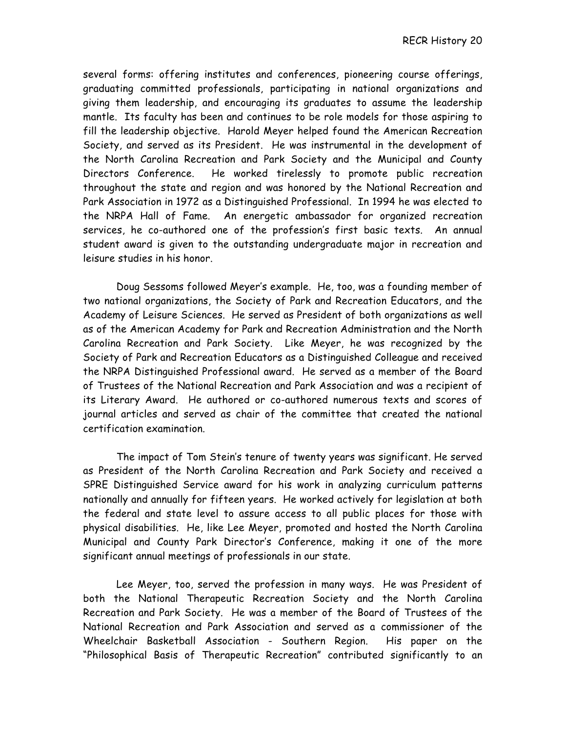several forms: offering institutes and conferences, pioneering course offerings, graduating committed professionals, participating in national organizations and giving them leadership, and encouraging its graduates to assume the leadership mantle. Its faculty has been and continues to be role models for those aspiring to fill the leadership objective. Harold Meyer helped found the American Recreation Society, and served as its President. He was instrumental in the development of the North Carolina Recreation and Park Society and the Municipal and County Directors Conference. He worked tirelessly to promote public recreation throughout the state and region and was honored by the National Recreation and Park Association in 1972 as a Distinguished Professional. In 1994 he was elected to the NRPA Hall of Fame. An energetic ambassador for organized recreation services, he co-authored one of the profession's first basic texts. An annual student award is given to the outstanding undergraduate major in recreation and leisure studies in his honor.

Doug Sessoms followed Meyer's example. He, too, was a founding member of two national organizations, the Society of Park and Recreation Educators, and the Academy of Leisure Sciences. He served as President of both organizations as well as of the American Academy for Park and Recreation Administration and the North Carolina Recreation and Park Society. Like Meyer, he was recognized by the Society of Park and Recreation Educators as a Distinguished Colleague and received the NRPA Distinguished Professional award. He served as a member of the Board of Trustees of the National Recreation and Park Association and was a recipient of its Literary Award. He authored or co-authored numerous texts and scores of journal articles and served as chair of the committee that created the national certification examination.

The impact of Tom Stein's tenure of twenty years was significant. He served as President of the North Carolina Recreation and Park Society and received a SPRE Distinguished Service award for his work in analyzing curriculum patterns nationally and annually for fifteen years. He worked actively for legislation at both the federal and state level to assure access to all public places for those with physical disabilities. He, like Lee Meyer, promoted and hosted the North Carolina Municipal and County Park Director's Conference, making it one of the more significant annual meetings of professionals in our state.

Lee Meyer, too, served the profession in many ways. He was President of both the National Therapeutic Recreation Society and the North Carolina Recreation and Park Society. He was a member of the Board of Trustees of the National Recreation and Park Association and served as a commissioner of the Wheelchair Basketball Association - Southern Region. His paper on the "Philosophical Basis of Therapeutic Recreation" contributed significantly to an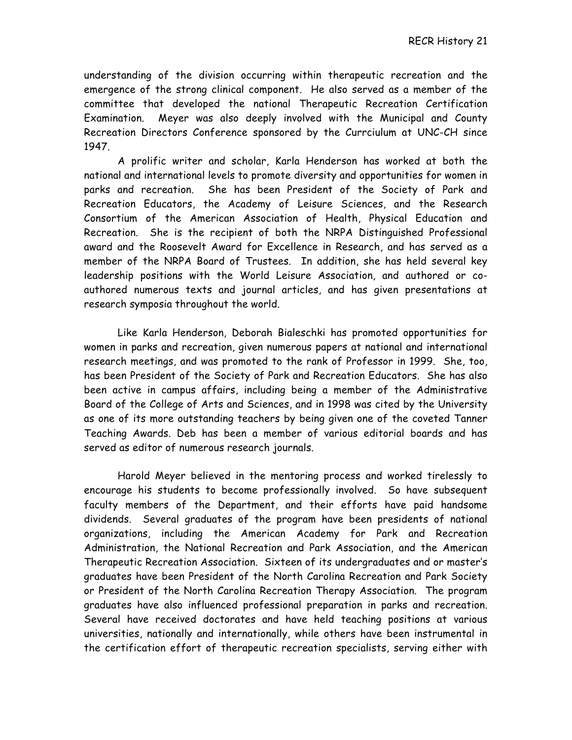understanding of the division occurring within therapeutic recreation and the emergence of the strong clinical component. He also served as a member of the committee that developed the national Therapeutic Recreation Certification Examination. Meyer was also deeply involved with the Municipal and County Recreation Directors Conference sponsored by the Currciulum at UNC-CH since 1947.

A prolific writer and scholar, Karla Henderson has worked at both the national and international levels to promote diversity and opportunities for women in parks and recreation. She has been President of the Society of Park and Recreation Educators, the Academy of Leisure Sciences, and the Research Consortium of the American Association of Health, Physical Education and Recreation. She is the recipient of both the NRPA Distinguished Professional award and the Roosevelt Award for Excellence in Research, and has served as a member of the NRPA Board of Trustees. In addition, she has held several key leadership positions with the World Leisure Association, and authored or co-authored numerous texts and journal articles, and has given presentations at research symposia throughout the world.

Like Karla Henderson, Deborah Bialeschki has promoted opportunities for women in parks and recreation, given numerous papers at national and international research meetings, and was promoted to the rank of Professor in 1999. She, too, has been President of the Society of Park and Recreation Educators. She has also been active in campus affairs, including being a member of the Administrative Board of the College of Arts and Sciences, and in 1998 was cited by the University as one of its more outstanding teachers by being given one of the coveted Tanner Teaching Awards. Deb has been a member of various editorial boards and has served as editor of numerous research journals.

Harold Meyer believed in the mentoring process and worked tirelessly to encourage his students to become professionally involved. So have subsequent faculty members of the Department, and their efforts have paid handsome dividends. Several graduates of the program have been presidents of national organizations, including the American Academy for Park and Recreation Administration, the National Recreation and Park Association, and the American Therapeutic Recreation Association. Sixteen of its undergraduates and or master's graduates have been President of the North Carolina Recreation and Park Society or President of the North Carolina Recreation Therapy Association. The program graduates have also influenced professional preparation in parks and recreation. Several have received doctorates and have held teaching positions at various universities, nationally and internationally, while others have been instrumental in the certification effort of therapeutic recreation specialists, serving either with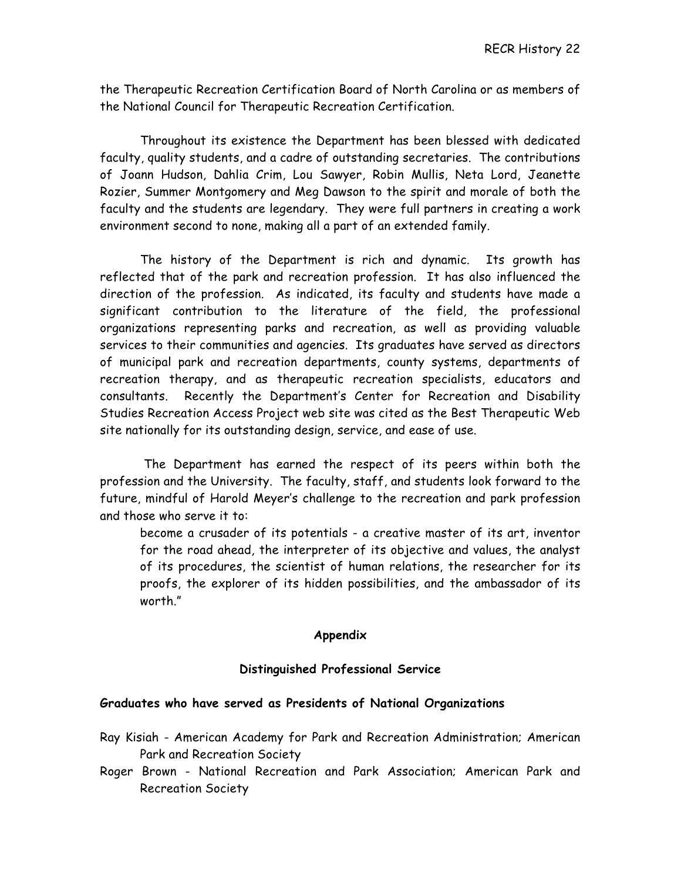the Therapeutic Recreation Certification Board of North Carolina or as members of the National Council for Therapeutic Recreation Certification.

Throughout its existence the Department has been blessed with dedicated faculty, quality students, and a cadre of outstanding secretaries. The contributions of Joann Hudson, Dahlia Crim, Lou Sawyer, Robin Mullis, Neta Lord, Jeanette Rozier, Summer Montgomery and Meg Dawson to the spirit and morale of both the faculty and the students are legendary. They were full partners in creating a work environment second to none, making all a part of an extended family.

The history of the Department is rich and dynamic. Its growth has reflected that of the park and recreation profession. It has also influenced the direction of the profession. As indicated, its faculty and students have made a significant contribution to the literature of the field, the professional organizations representing parks and recreation, as well as providing valuable services to their communities and agencies. Its graduates have served as directors of municipal park and recreation departments, county systems, departments of recreation therapy, and as therapeutic recreation specialists, educators and consultants. Recently the Department's Center for Recreation and Disability Studies Recreation Access Project web site was cited as the Best Therapeutic Web site nationally for its outstanding design, service, and ease of use.

The Department has earned the respect of its peers within both the profession and the University. The faculty, staff, and students look forward to the future, mindful of Harold Meyer's challenge to the recreation and park profession and those who serve it to:

> become a crusader of its potentials - a creative master of its art, inventor for the road ahead, the interpreter of its objective and values, the analyst of its procedures, the scientist of human relations, the researcher for its proofs, the explorer of its hidden possibilities, and the ambassador of its worth."

## Appendix

### Distinguished Professional Service

#### Graduates who have served as Presidents of National Organizations

Ray Kisiah - American Academy for Park and Recreation Administration; American Park and Recreation Society

Roger Brown - National Recreation and Park Association; American Park and Recreation Society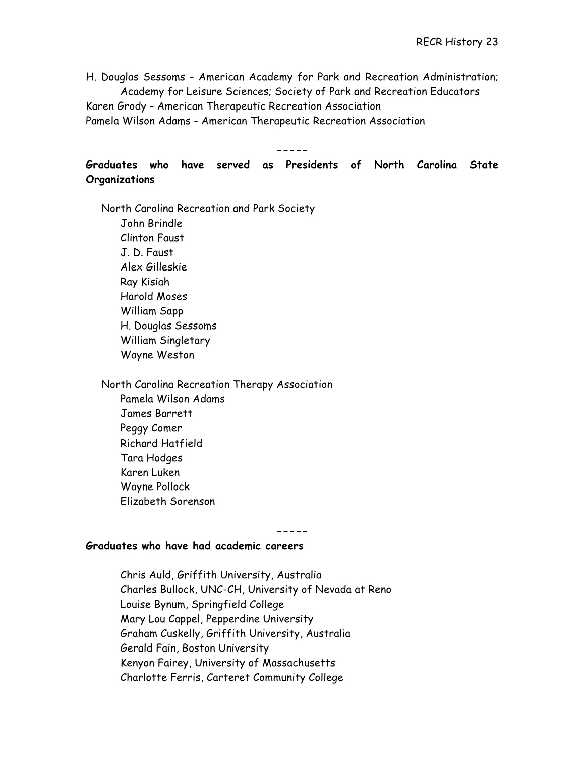H. Douglas Sessoms - American Academy for Park and Recreation Administration; Academy for Leisure Sciences; Society of Park and Recreation Educators
Karen Grody - American Therapeutic Recreation Association
Pamela Wilson Adams - American Therapeutic Recreation Association

-----

**Graduates who have served as Presidents of North Carolina State Organizations**

North Carolina Recreation and Park Society

- John Brindle
- Clinton Faust
- J. D. Faust
- Alex Gilleskie
- Ray Kisiah
- Harold Moses
- William Sapp
- H. Douglas Sessoms
- William Singletary
- Wayne Weston

North Carolina Recreation Therapy Association

- Pamela Wilson Adams
- James Barrett
- Peggy Comer
- Richard Hatfield
- Tara Hodges
- Karen Luken
- Wayne Pollock
- Elizabeth Sorenson

-----

**Graduates who have had academic careers**

- Chris Auld, Griffith University, Australia
- Charles Bullock, UNC-CH, University of Nevada at Reno
- Louise Bynum, Springfield College
- Mary Lou Cappel, Pepperdine University
- Graham Cuskelly, Griffith University, Australia
- Gerald Fain, Boston University
- Kenyon Fairey, University of Massachusetts
- Charlotte Ferris, Carteret Community College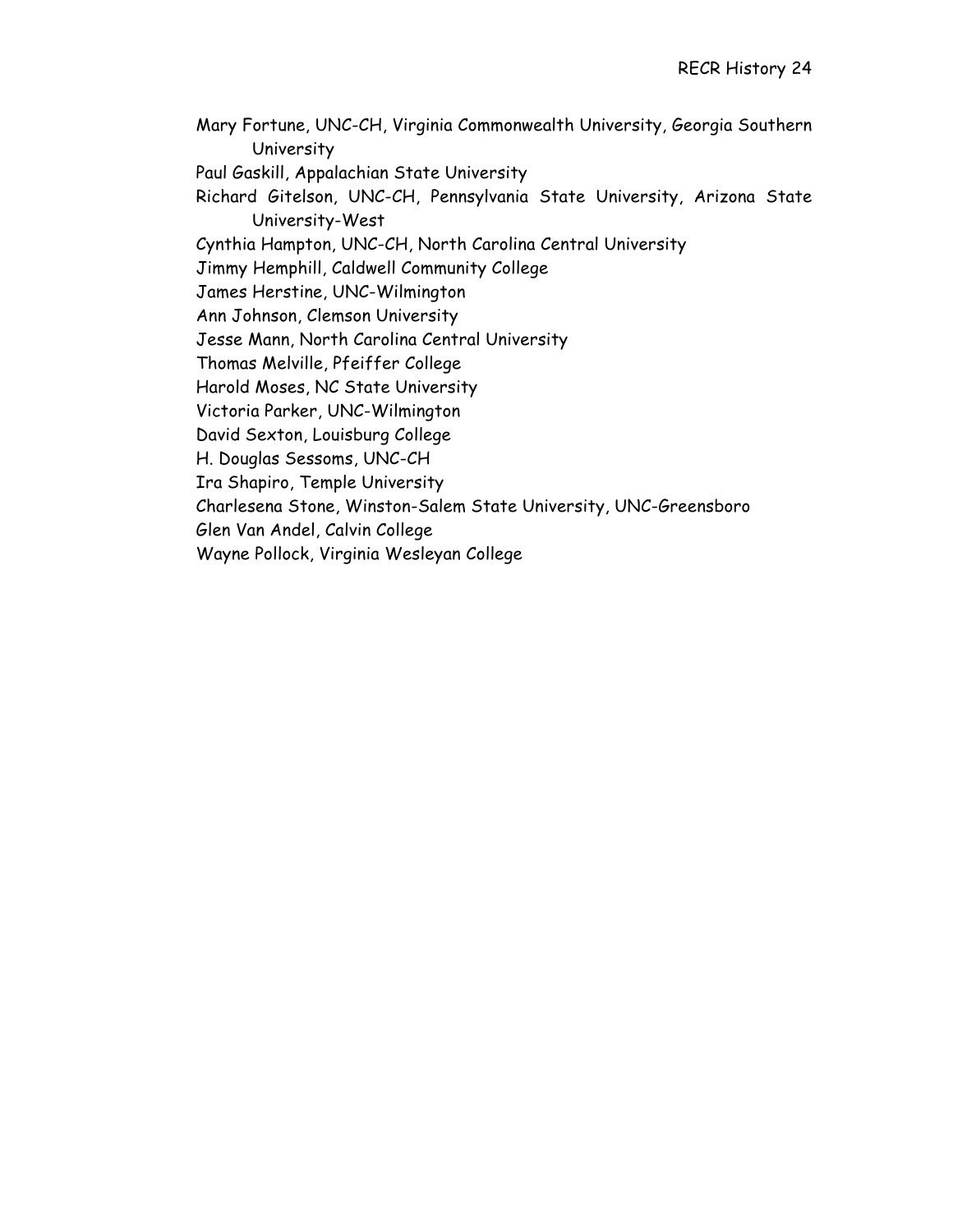Mary Fortune, UNC-CH, Virginia Commonwealth University, Georgia Southern University

Paul Gaskill, Appalachian State University

Richard Gitelson, UNC-CH, Pennsylvania State University, Arizona State University-West

Cynthia Hampton, UNC-CH, North Carolina Central University

Jimmy Hemphill, Caldwell Community College

James Herstine, UNC-Wilmington

Ann Johnson, Clemson University

Jesse Mann, North Carolina Central University

Thomas Melville, Pfeiffer College

Harold Moses, NC State University

Victoria Parker, UNC-Wilmington

David Sexton, Louisburg College

H. Douglas Sessoms, UNC-CH

Ira Shapiro, Temple University

Charlesena Stone, Winston-Salem State University, UNC-Greensboro

Glen Van Andel, Calvin College

Wayne Pollock, Virginia Wesleyan College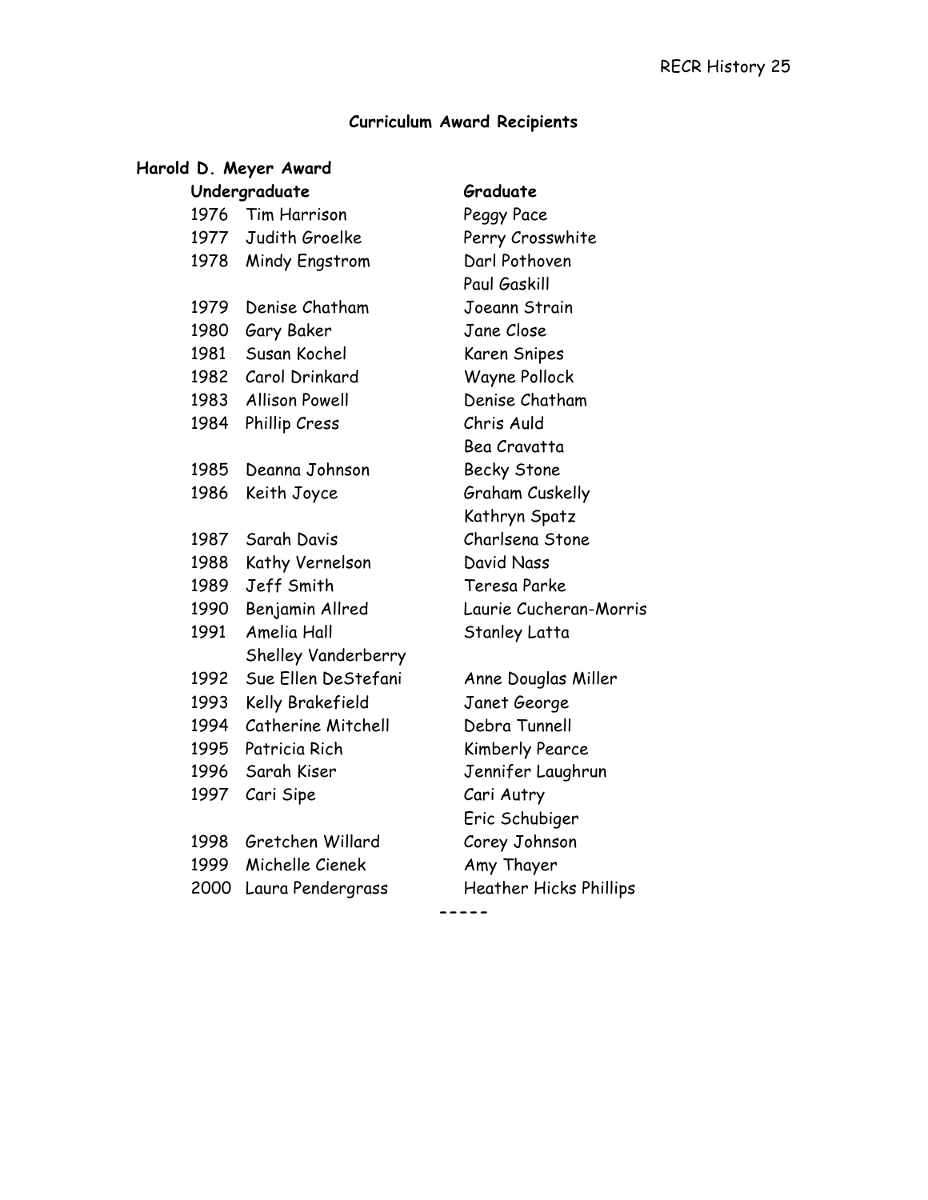## Curriculum Award Recipients

### Harold D. Meyer Award

| Year | Undergraduate | Graduate |
|---|---|---|
| 1976 | Tim Harrison | Peggy Pace |
| 1977 | Judith Groelke | Perry Crosswhite |
| 1978 | Mindy Engstrom | Darl Pothoven |
| | | Paul Gaskill |
| 1979 | Denise Chatham | Joeann Strain |
| 1980 | Gary Baker | Jane Close |
| 1981 | Susan Kochel | Karen Snipes |
| 1982 | Carol Drinkard | Wayne Pollock |
| 1983 | Allison Powell | Denise Chatham |
| 1984 | Phillip Cress | Chris Auld |
| | | Bea Cravatta |
| 1985 | Deanna Johnson | Becky Stone |
| 1986 | Keith Joyce | Graham Cuskelly |
| | | Kathryn Spatz |
| 1987 | Sarah Davis | Charlsena Stone |
| 1988 | Kathy Vernelson | David Nass |
| 1989 | Jeff Smith | Teresa Parke |
| 1990 | Benjamin Allred | Laurie Cucheran-Morris |
| 1991 | Amelia Hall | Stanley Latta |
| | Shelley Vanderberry | |
| 1992 | Sue Ellen DeStefani | Anne Douglas Miller |
| 1993 | Kelly Brakefield | Janet George |
| 1994 | Catherine Mitchell | Debra Tunnell |
| 1995 | Patricia Rich | Kimberly Pearce |
| 1996 | Sarah Kiser | Jennifer Laughrun |
| 1997 | Cari Sipe | Cari Autry |
| | | Eric Schubiger |
| 1998 | Gretchen Willard | Corey Johnson |
| 1999 | Michelle Cienek | Amy Thayer |
| 2000 | Laura Pendergrass | Heather Hicks Phillips |

-----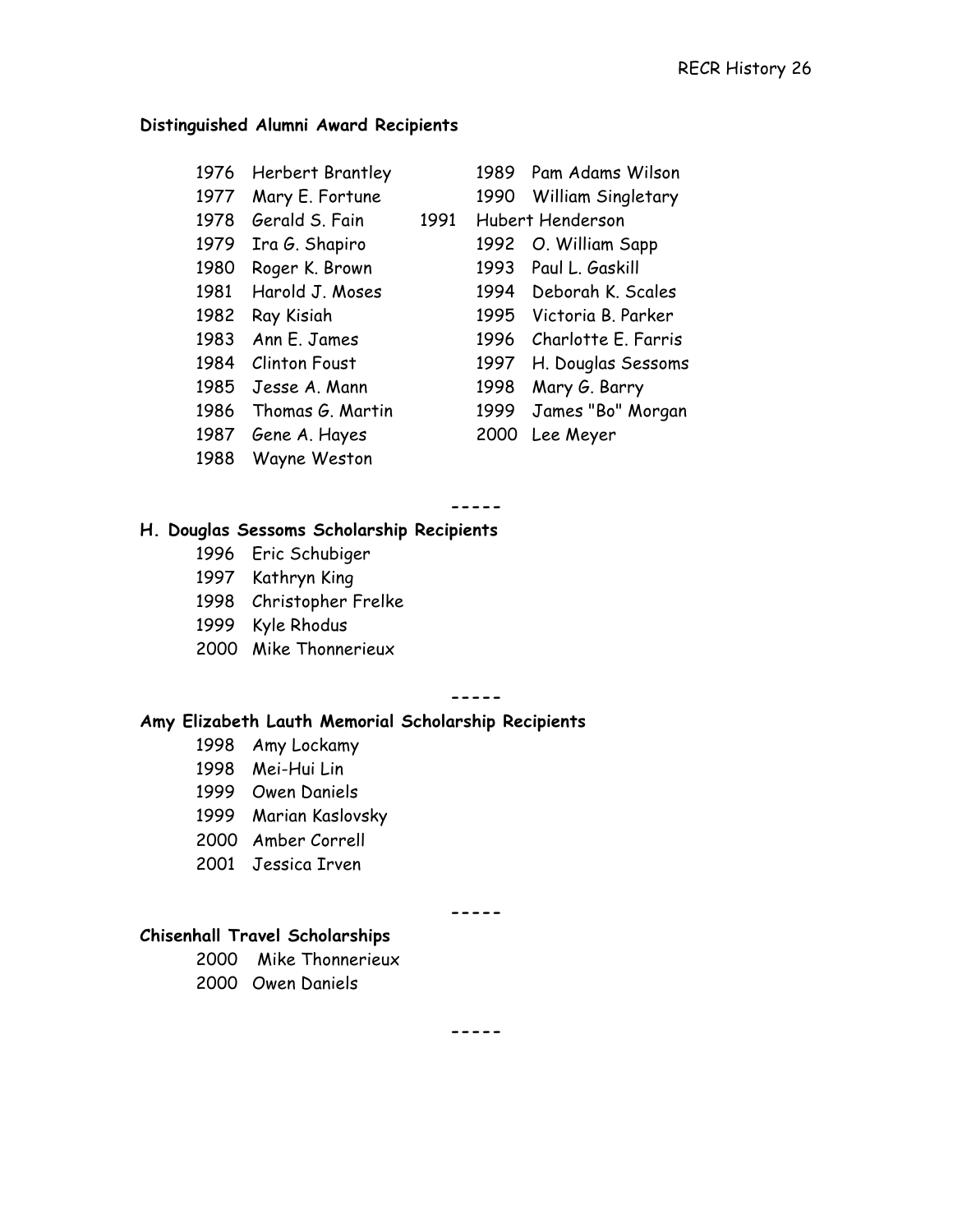**Distinguished Alumni Award Recipients**

1976 Herbert Brantley
1977 Mary E. Fortune
1978 Gerald S. Fain
1979 Ira G. Shapiro
1980 Roger K. Brown
1981 Harold J. Moses
1982 Ray Kisiah
1983 Ann E. James
1984 Clinton Foust
1985 Jesse A. Mann
1986 Thomas G. Martin
1987 Gene A. Hayes
1988 Wayne Weston
1989 Pam Adams Wilson
1990 William Singletary
1991 Hubert Henderson
1992 O. William Sapp
1993 Paul L. Gaskill
1994 Deborah K. Scales
1995 Victoria B. Parker
1996 Charlotte E. Farris
1997 H. Douglas Sessoms
1998 Mary G. Barry
1999 James "Bo" Morgan
2000 Lee Meyer

-----

**H. Douglas Sessoms Scholarship Recipients**

1996 Eric Schubiger
1997 Kathryn King
1998 Christopher Frelke
1999 Kyle Rhodus
2000 Mike Thonnerieux

-----

**Amy Elizabeth Lauth Memorial Scholarship Recipients**

1998 Amy Lockamy
1998 Mei-Hui Lin
1999 Owen Daniels
1999 Marian Kaslovsky
2000 Amber Correll
2001 Jessica Irven

-----

**Chisenhall Travel Scholarships**

2000 Mike Thonnerieux
2000 Owen Daniels

-----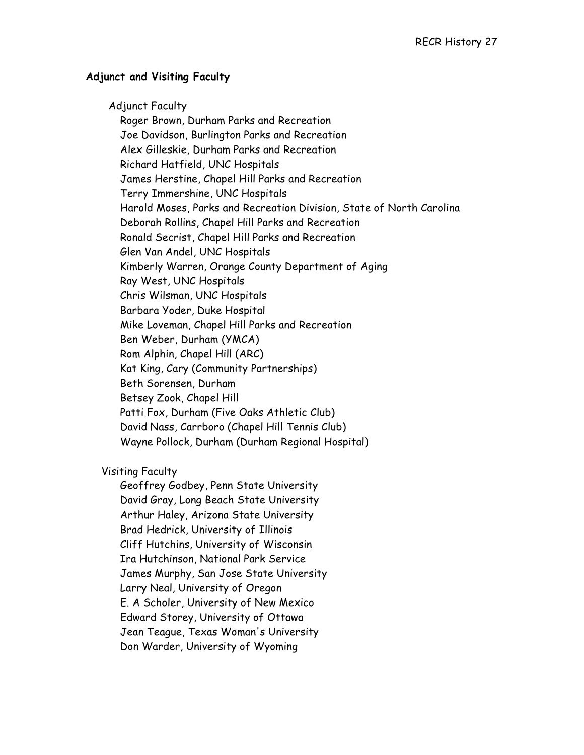**Adjunct and Visiting Faculty**

Adjunct Faculty

- Roger Brown, Durham Parks and Recreation
- Joe Davidson, Burlington Parks and Recreation
- Alex Gilleskie, Durham Parks and Recreation
- Richard Hatfield, UNC Hospitals
- James Herstine, Chapel Hill Parks and Recreation
- Terry Immershine, UNC Hospitals
- Harold Moses, Parks and Recreation Division, State of North Carolina
- Deborah Rollins, Chapel Hill Parks and Recreation
- Ronald Secrist, Chapel Hill Parks and Recreation
- Glen Van Andel, UNC Hospitals
- Kimberly Warren, Orange County Department of Aging
- Ray West, UNC Hospitals
- Chris Wilsman, UNC Hospitals
- Barbara Yoder, Duke Hospital
- Mike Loveman, Chapel Hill Parks and Recreation
- Ben Weber, Durham (YMCA)
- Rom Alphin, Chapel Hill (ARC)
- Kat King, Cary (Community Partnerships)
- Beth Sorensen, Durham
- Betsey Zook, Chapel Hill
- Patti Fox, Durham (Five Oaks Athletic Club)
- David Nass, Carrboro (Chapel Hill Tennis Club)
- Wayne Pollock, Durham (Durham Regional Hospital)

Visiting Faculty

- Geoffrey Godbey, Penn State University
- David Gray, Long Beach State University
- Arthur Haley, Arizona State University
- Brad Hedrick, University of Illinois
- Cliff Hutchins, University of Wisconsin
- Ira Hutchinson, National Park Service
- James Murphy, San Jose State University
- Larry Neal, University of Oregon
- E. A Scholer, University of New Mexico
- Edward Storey, University of Ottawa
- Jean Teague, Texas Woman's University
- Don Warder, University of Wyoming